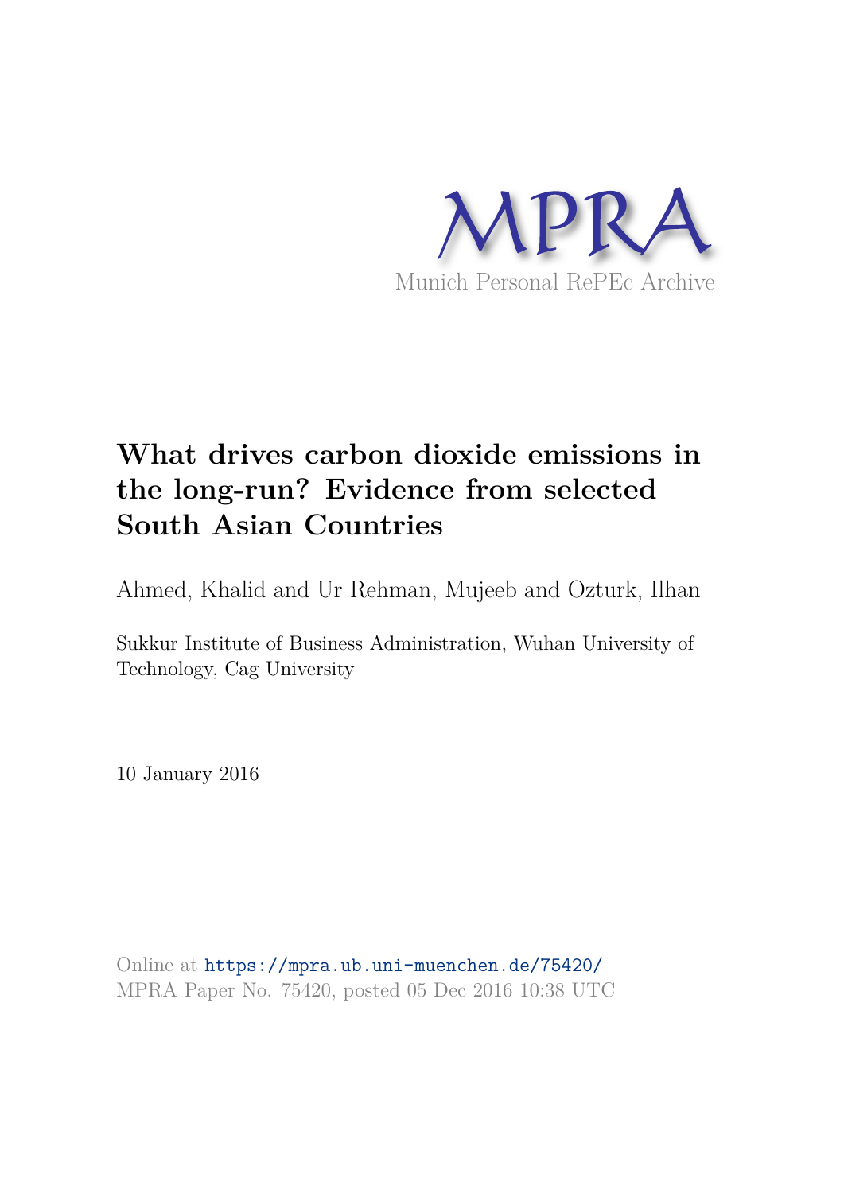MPRA

Munich Personal RePEc Archive

# What drives carbon dioxide emissions in the long-run? Evidence from selected South Asian Countries

Ahmed, Khalid and Ur Rehman, Mujeeb and Ozturk, Ilhan

Sukkur Institute of Business Administration, Wuhan University of Technology, Cag University

10 January 2016

Online at https://mpra.ub.uni-muenchen.de/75420/
MPRA Paper No. 75420, posted 05 Dec 2016 10:38 UTC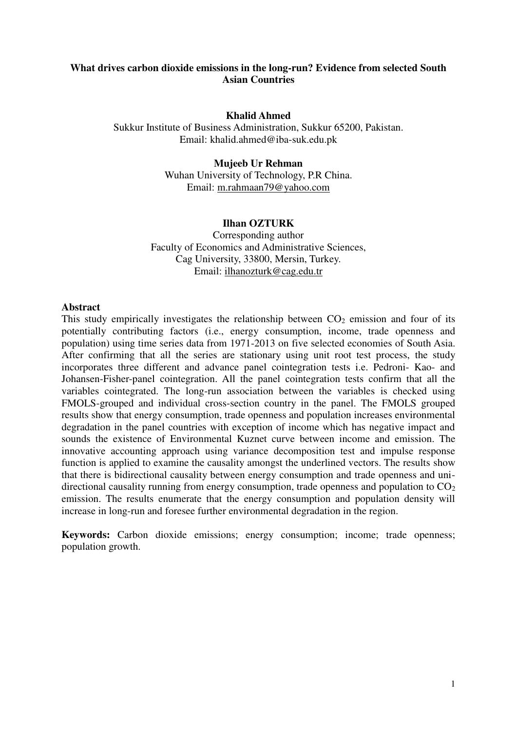**What drives carbon dioxide emissions in the long-run? Evidence from selected South Asian Countries**

**Khalid Ahmed**
Sukkur Institute of Business Administration, Sukkur 65200, Pakistan.
Email: khalid.ahmed@iba-suk.edu.pk

**Mujeeb Ur Rehman**
Wuhan University of Technology, P.R China.
Email: m.rahmaan79@yahoo.com

**Ilhan OZTURK**
Corresponding author
Faculty of Economics and Administrative Sciences,
Cag University, 33800, Mersin, Turkey.
Email: ilhanozturk@cag.edu.tr

## Abstract

This study empirically investigates the relationship between $CO_2$ emission and four of its potentially contributing factors (i.e., energy consumption, income, trade openness and population) using time series data from 1971-2013 on five selected economies of South Asia. After confirming that all the series are stationary using unit root test process, the study incorporates three different and advance panel cointegration tests i.e. Pedroni- Kao- and Johansen-Fisher-panel cointegration. All the panel cointegration tests confirm that all the variables cointegrated. The long-run association between the variables is checked using FMOLS-grouped and individual cross-section country in the panel. The FMOLS grouped results show that energy consumption, trade openness and population increases environmental degradation in the panel countries with exception of income which has negative impact and sounds the existence of Environmental Kuznet curve between income and emission. The innovative accounting approach using variance decomposition test and impulse response function is applied to examine the causality amongst the underlined vectors. The results show that there is bidirectional causality between energy consumption and trade openness and uni-directional causality running from energy consumption, trade openness and population to $CO_2$ emission. The results enumerate that the energy consumption and population density will increase in long-run and foresee further environmental degradation in the region.

**Keywords:** Carbon dioxide emissions; energy consumption; income; trade openness; population growth.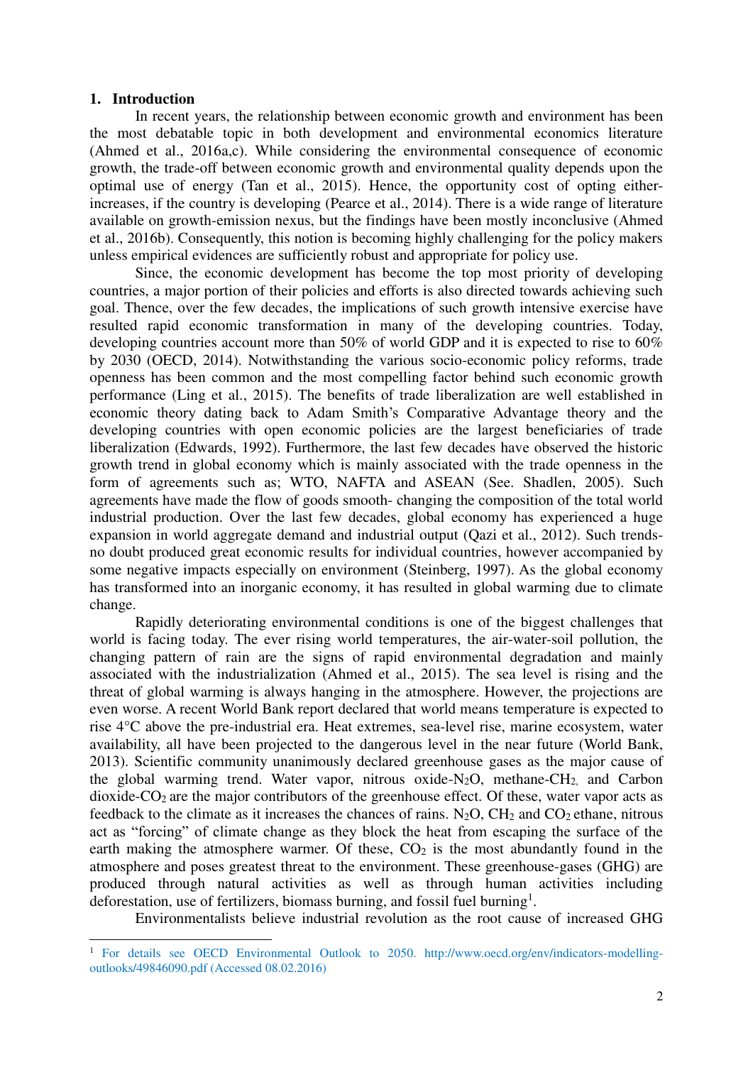## 1. Introduction

In recent years, the relationship between economic growth and environment has been the most debatable topic in both development and environmental economics literature (Ahmed et al., 2016a,c). While considering the environmental consequence of economic growth, the trade-off between economic growth and environmental quality depends upon the optimal use of energy (Tan et al., 2015). Hence, the opportunity cost of opting either-increases, if the country is developing (Pearce et al., 2014). There is a wide range of literature available on growth-emission nexus, but the findings have been mostly inconclusive (Ahmed et al., 2016b). Consequently, this notion is becoming highly challenging for the policy makers unless empirical evidences are sufficiently robust and appropriate for policy use.

Since, the economic development has become the top most priority of developing countries, a major portion of their policies and efforts is also directed towards achieving such goal. Thence, over the few decades, the implications of such growth intensive exercise have resulted rapid economic transformation in many of the developing countries. Today, developing countries account more than 50% of world GDP and it is expected to rise to 60% by 2030 (OECD, 2014). Notwithstanding the various socio-economic policy reforms, trade openness has been common and the most compelling factor behind such economic growth performance (Ling et al., 2015). The benefits of trade liberalization are well established in economic theory dating back to Adam Smith's Comparative Advantage theory and the developing countries with open economic policies are the largest beneficiaries of trade liberalization (Edwards, 1992). Furthermore, the last few decades have observed the historic growth trend in global economy which is mainly associated with the trade openness in the form of agreements such as; WTO, NAFTA and ASEAN (See. Shadlen, 2005). Such agreements have made the flow of goods smooth- changing the composition of the total world industrial production. Over the last few decades, global economy has experienced a huge expansion in world aggregate demand and industrial output (Qazi et al., 2012). Such trends-no doubt produced great economic results for individual countries, however accompanied by some negative impacts especially on environment (Steinberg, 1997). As the global economy has transformed into an inorganic economy, it has resulted in global warming due to climate change.

Rapidly deteriorating environmental conditions is one of the biggest challenges that world is facing today. The ever rising world temperatures, the air-water-soil pollution, the changing pattern of rain are the signs of rapid environmental degradation and mainly associated with the industrialization (Ahmed et al., 2015). The sea level is rising and the threat of global warming is always hanging in the atmosphere. However, the projections are even worse. A recent World Bank report declared that world means temperature is expected to rise 4°C above the pre-industrial era. Heat extremes, sea-level rise, marine ecosystem, water availability, all have been projected to the dangerous level in the near future (World Bank, 2013). Scientific community unanimously declared greenhouse gases as the major cause of the global warming trend. Water vapor, nitrous oxide-$N_2O$, methane-$CH_2$, and Carbon dioxide-$CO_2$ are the major contributors of the greenhouse effect. Of these, water vapor acts as feedback to the climate as it increases the chances of rains. $N_2O$, $CH_2$ and $CO_2$ ethane, nitrous act as "forcing" of climate change as they block the heat from escaping the surface of the earth making the atmosphere warmer. Of these, $CO_2$ is the most abundantly found in the atmosphere and poses greatest threat to the environment. These greenhouse-gases (GHG) are produced through natural activities as well as through human activities including deforestation, use of fertilizers, biomass burning, and fossil fuel burning[1].

Environmentalists believe industrial revolution as the root cause of increased GHG

[1] For details see OECD Environmental Outlook to 2050. http://www.oecd.org/env/indicators-modelling-outlooks/49846090.pdf (Accessed 08.02.2016)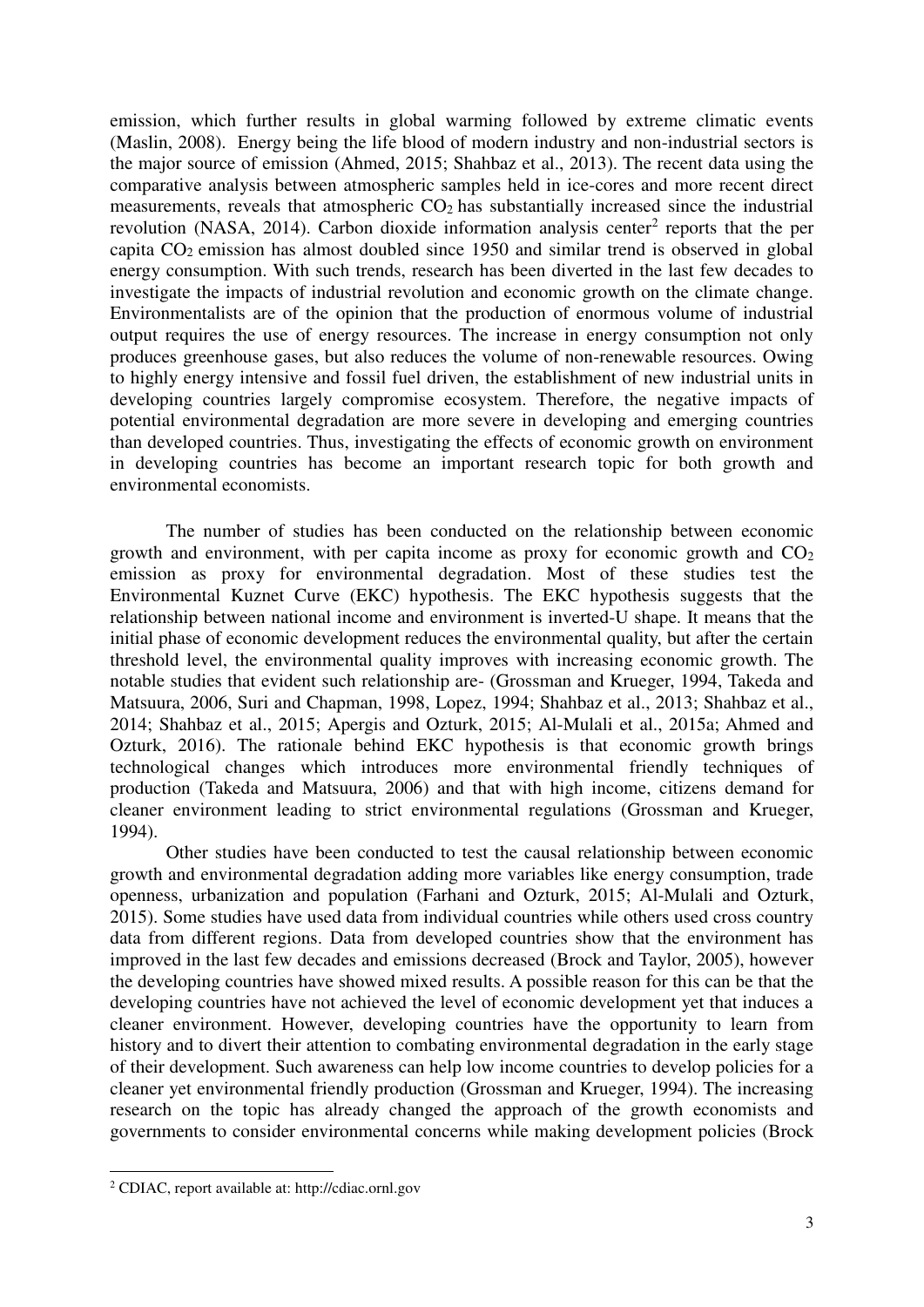emission, which further results in global warming followed by extreme climatic events (Maslin, 2008). Energy being the life blood of modern industry and non-industrial sectors is the major source of emission (Ahmed, 2015; Shahbaz et al., 2013). The recent data using the comparative analysis between atmospheric samples held in ice-cores and more recent direct measurements, reveals that atmospheric $CO_2$ has substantially increased since the industrial revolution (NASA, 2014). Carbon dioxide information analysis center[2] reports that the per capita $CO_2$ emission has almost doubled since 1950 and similar trend is observed in global energy consumption. With such trends, research has been diverted in the last few decades to investigate the impacts of industrial revolution and economic growth on the climate change. Environmentalists are of the opinion that the production of enormous volume of industrial output requires the use of energy resources. The increase in energy consumption not only produces greenhouse gases, but also reduces the volume of non-renewable resources. Owing to highly energy intensive and fossil fuel driven, the establishment of new industrial units in developing countries largely compromise ecosystem. Therefore, the negative impacts of potential environmental degradation are more severe in developing and emerging countries than developed countries. Thus, investigating the effects of economic growth on environment in developing countries has become an important research topic for both growth and environmental economists.

The number of studies has been conducted on the relationship between economic growth and environment, with per capita income as proxy for economic growth and $CO_2$ emission as proxy for environmental degradation. Most of these studies test the Environmental Kuznet Curve (EKC) hypothesis. The EKC hypothesis suggests that the relationship between national income and environment is inverted-U shape. It means that the initial phase of economic development reduces the environmental quality, but after the certain threshold level, the environmental quality improves with increasing economic growth. The notable studies that evident such relationship are- (Grossman and Krueger, 1994, Takeda and Matsuura, 2006, Suri and Chapman, 1998, Lopez, 1994; Shahbaz et al., 2013; Shahbaz et al., 2014; Shahbaz et al., 2015; Apergis and Ozturk, 2015; Al-Mulali et al., 2015a; Ahmed and Ozturk, 2016). The rationale behind EKC hypothesis is that economic growth brings technological changes which introduces more environmental friendly techniques of production (Takeda and Matsuura, 2006) and that with high income, citizens demand for cleaner environment leading to strict environmental regulations (Grossman and Krueger, 1994).

Other studies have been conducted to test the causal relationship between economic growth and environmental degradation adding more variables like energy consumption, trade openness, urbanization and population (Farhani and Ozturk, 2015; Al-Mulali and Ozturk, 2015). Some studies have used data from individual countries while others used cross country data from different regions. Data from developed countries show that the environment has improved in the last few decades and emissions decreased (Brock and Taylor, 2005), however the developing countries have showed mixed results. A possible reason for this can be that the developing countries have not achieved the level of economic development yet that induces a cleaner environment. However, developing countries have the opportunity to learn from history and to divert their attention to combating environmental degradation in the early stage of their development. Such awareness can help low income countries to develop policies for a cleaner yet environmental friendly production (Grossman and Krueger, 1994). The increasing research on the topic has already changed the approach of the growth economists and governments to consider environmental concerns while making development policies (Brock

[2] CDIAC, report available at: http://cdiac.ornl.gov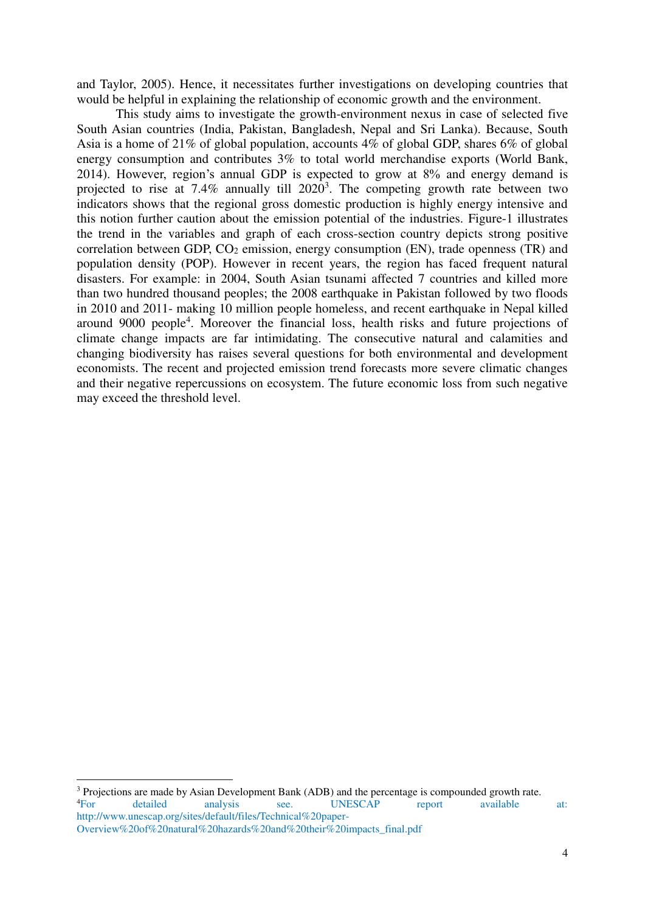and Taylor, 2005). Hence, it necessitates further investigations on developing countries that would be helpful in explaining the relationship of economic growth and the environment.

This study aims to investigate the growth-environment nexus in case of selected five South Asian countries (India, Pakistan, Bangladesh, Nepal and Sri Lanka). Because, South Asia is a home of 21% of global population, accounts 4% of global GDP, shares 6% of global energy consumption and contributes 3% to total world merchandise exports (World Bank, 2014). However, region's annual GDP is expected to grow at 8% and energy demand is projected to rise at 7.4% annually till 2020[3]. The competing growth rate between two indicators shows that the regional gross domestic production is highly energy intensive and this notion further caution about the emission potential of the industries. Figure-1 illustrates the trend in the variables and graph of each cross-section country depicts strong positive correlation between GDP, $CO_2$ emission, energy consumption (EN), trade openness (TR) and population density (POP). However in recent years, the region has faced frequent natural disasters. For example: in 2004, South Asian tsunami affected 7 countries and killed more than two hundred thousand peoples; the 2008 earthquake in Pakistan followed by two floods in 2010 and 2011- making 10 million people homeless, and recent earthquake in Nepal killed around 9000 people[4]. Moreover the financial loss, health risks and future projections of climate change impacts are far intimidating. The consecutive natural and calamities and changing biodiversity has raises several questions for both environmental and development economists. The recent and projected emission trend forecasts more severe climatic changes and their negative repercussions on ecosystem. The future economic loss from such negative may exceed the threshold level.

---

[3] Projections are made by Asian Development Bank (ADB) and the percentage is compounded growth rate.

[4] For detailed analysis see. UNESCAP report available at: http://www.unescap.org/sites/default/files/Technical%20paper-Overview%20of%20natural%20hazards%20and%20their%20impacts_final.pdf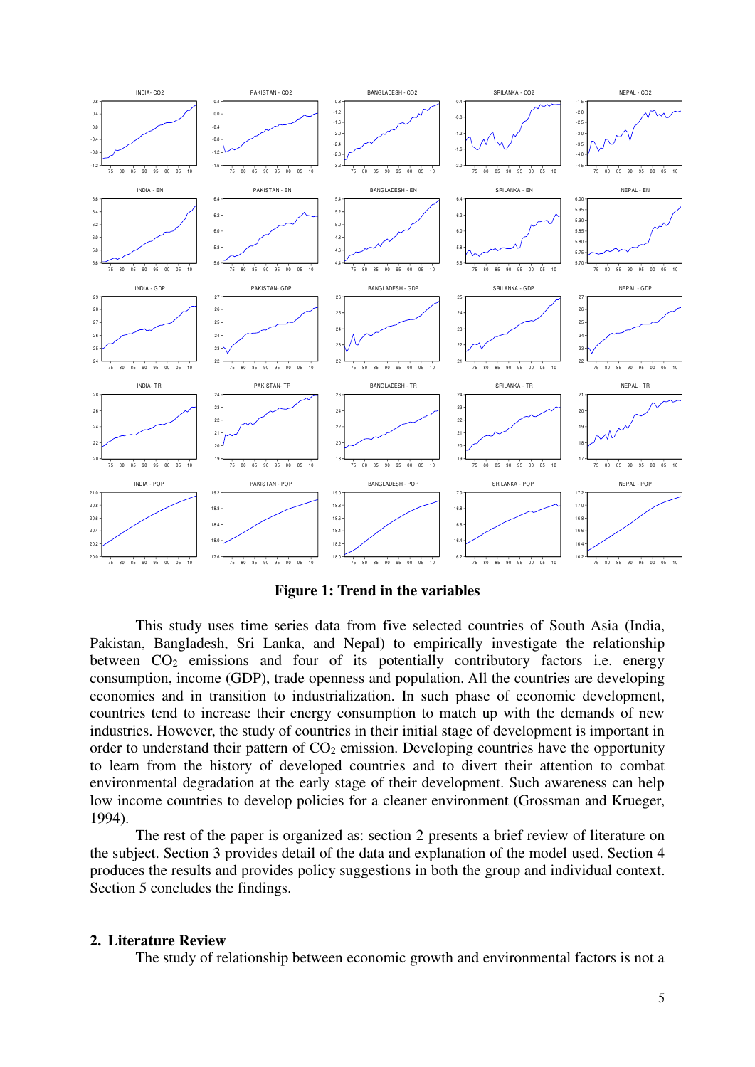**Figure 1: Trend in the variables**

This study uses time series data from five selected countries of South Asia (India, Pakistan, Bangladesh, Sri Lanka, and Nepal) to empirically investigate the relationship between $CO_2$ emissions and four of its potentially contributory factors i.e. energy consumption, income (GDP), trade openness and population. All the countries are developing economies and in transition to industrialization. In such phase of economic development, countries tend to increase their energy consumption to match up with the demands of new industries. However, the study of countries in their initial stage of development is important in order to understand their pattern of $CO_2$ emission. Developing countries have the opportunity to learn from the history of developed countries and to divert their attention to combat environmental degradation at the early stage of their development. Such awareness can help low income countries to develop policies for a cleaner environment (Grossman and Krueger, 1994).

The rest of the paper is organized as: section 2 presents a brief review of literature on the subject. Section 3 provides detail of the data and explanation of the model used. Section 4 produces the results and provides policy suggestions in both the group and individual context. Section 5 concludes the findings.

## 2. Literature Review

The study of relationship between economic growth and environmental factors is not a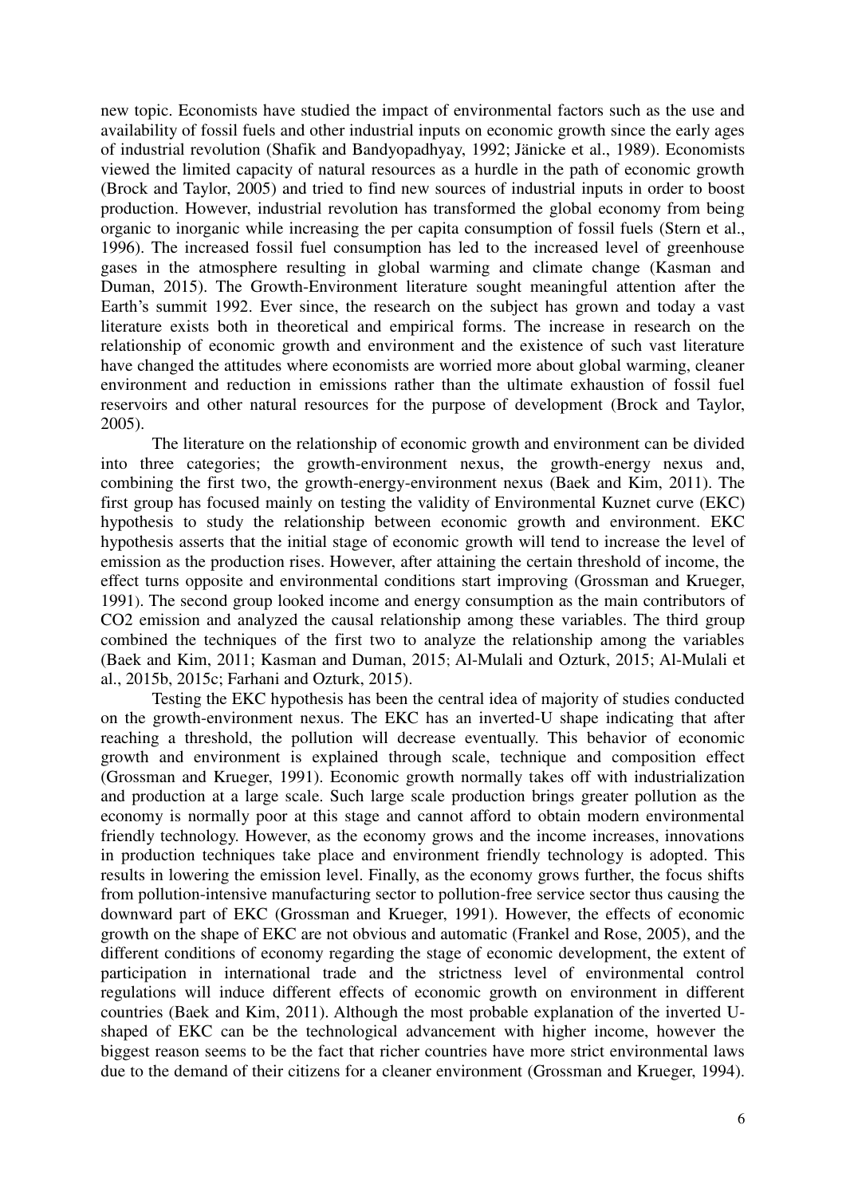new topic. Economists have studied the impact of environmental factors such as the use and availability of fossil fuels and other industrial inputs on economic growth since the early ages of industrial revolution (Shafik and Bandyopadhyay, 1992; Jänicke et al., 1989). Economists viewed the limited capacity of natural resources as a hurdle in the path of economic growth (Brock and Taylor, 2005) and tried to find new sources of industrial inputs in order to boost production. However, industrial revolution has transformed the global economy from being organic to inorganic while increasing the per capita consumption of fossil fuels (Stern et al., 1996). The increased fossil fuel consumption has led to the increased level of greenhouse gases in the atmosphere resulting in global warming and climate change (Kasman and Duman, 2015). The Growth-Environment literature sought meaningful attention after the Earth's summit 1992. Ever since, the research on the subject has grown and today a vast literature exists both in theoretical and empirical forms. The increase in research on the relationship of economic growth and environment and the existence of such vast literature have changed the attitudes where economists are worried more about global warming, cleaner environment and reduction in emissions rather than the ultimate exhaustion of fossil fuel reservoirs and other natural resources for the purpose of development (Brock and Taylor, 2005).

The literature on the relationship of economic growth and environment can be divided into three categories; the growth-environment nexus, the growth-energy nexus and, combining the first two, the growth-energy-environment nexus (Baek and Kim, 2011). The first group has focused mainly on testing the validity of Environmental Kuznet curve (EKC) hypothesis to study the relationship between economic growth and environment. EKC hypothesis asserts that the initial stage of economic growth will tend to increase the level of emission as the production rises. However, after attaining the certain threshold of income, the effect turns opposite and environmental conditions start improving (Grossman and Krueger, 1991). The second group looked income and energy consumption as the main contributors of CO2 emission and analyzed the causal relationship among these variables. The third group combined the techniques of the first two to analyze the relationship among the variables (Baek and Kim, 2011; Kasman and Duman, 2015; Al-Mulali and Ozturk, 2015; Al-Mulali et al., 2015b, 2015c; Farhani and Ozturk, 2015).

Testing the EKC hypothesis has been the central idea of majority of studies conducted on the growth-environment nexus. The EKC has an inverted-U shape indicating that after reaching a threshold, the pollution will decrease eventually. This behavior of economic growth and environment is explained through scale, technique and composition effect (Grossman and Krueger, 1991). Economic growth normally takes off with industrialization and production at a large scale. Such large scale production brings greater pollution as the economy is normally poor at this stage and cannot afford to obtain modern environmental friendly technology. However, as the economy grows and the income increases, innovations in production techniques take place and environment friendly technology is adopted. This results in lowering the emission level. Finally, as the economy grows further, the focus shifts from pollution-intensive manufacturing sector to pollution-free service sector thus causing the downward part of EKC (Grossman and Krueger, 1991). However, the effects of economic growth on the shape of EKC are not obvious and automatic (Frankel and Rose, 2005), and the different conditions of economy regarding the stage of economic development, the extent of participation in international trade and the strictness level of environmental control regulations will induce different effects of economic growth on environment in different countries (Baek and Kim, 2011). Although the most probable explanation of the inverted U-shaped of EKC can be the technological advancement with higher income, however the biggest reason seems to be the fact that richer countries have more strict environmental laws due to the demand of their citizens for a cleaner environment (Grossman and Krueger, 1994).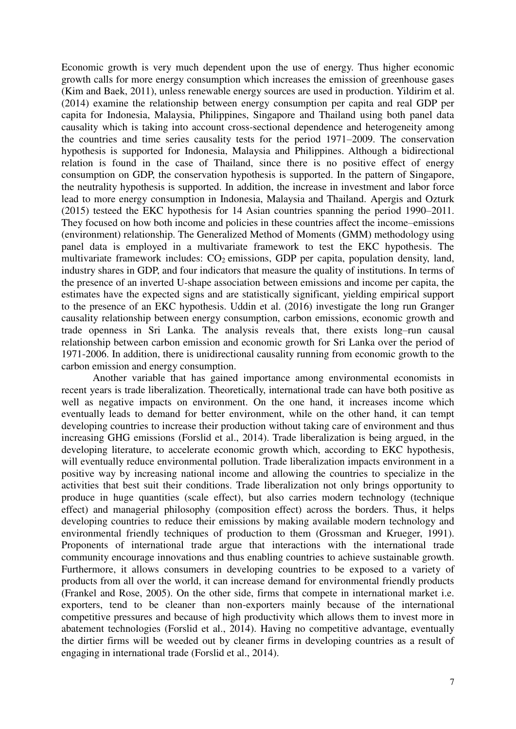Economic growth is very much dependent upon the use of energy. Thus higher economic growth calls for more energy consumption which increases the emission of greenhouse gases (Kim and Baek, 2011), unless renewable energy sources are used in production. Yildirim et al. (2014) examine the relationship between energy consumption per capita and real GDP per capita for Indonesia, Malaysia, Philippines, Singapore and Thailand using both panel data causality which is taking into account cross-sectional dependence and heterogeneity among the countries and time series causality tests for the period 1971–2009. The conservation hypothesis is supported for Indonesia, Malaysia and Philippines. Although a bidirectional relation is found in the case of Thailand, since there is no positive effect of energy consumption on GDP, the conservation hypothesis is supported. In the pattern of Singapore, the neutrality hypothesis is supported. In addition, the increase in investment and labor force lead to more energy consumption in Indonesia, Malaysia and Thailand. Apergis and Ozturk (2015) testeed the EKC hypothesis for 14 Asian countries spanning the period 1990–2011. They focused on how both income and policies in these countries affect the income–emissions (environment) relationship. The Generalized Method of Moments (GMM) methodology using panel data is employed in a multivariate framework to test the EKC hypothesis. The multivariate framework includes: $CO_2$ emissions, GDP per capita, population density, land, industry shares in GDP, and four indicators that measure the quality of institutions. In terms of the presence of an inverted U-shape association between emissions and income per capita, the estimates have the expected signs and are statistically significant, yielding empirical support to the presence of an EKC hypothesis. Uddin et al. (2016) investigate the long run Granger causality relationship between energy consumption, carbon emissions, economic growth and trade openness in Sri Lanka. The analysis reveals that, there exists long–run causal relationship between carbon emission and economic growth for Sri Lanka over the period of 1971-2006. In addition, there is unidirectional causality running from economic growth to the carbon emission and energy consumption.

Another variable that has gained importance among environmental economists in recent years is trade liberalization. Theoretically, international trade can have both positive as well as negative impacts on environment. On the one hand, it increases income which eventually leads to demand for better environment, while on the other hand, it can tempt developing countries to increase their production without taking care of environment and thus increasing GHG emissions (Forslid et al., 2014). Trade liberalization is being argued, in the developing literature, to accelerate economic growth which, according to EKC hypothesis, will eventually reduce environmental pollution. Trade liberalization impacts environment in a positive way by increasing national income and allowing the countries to specialize in the activities that best suit their conditions. Trade liberalization not only brings opportunity to produce in huge quantities (scale effect), but also carries modern technology (technique effect) and managerial philosophy (composition effect) across the borders. Thus, it helps developing countries to reduce their emissions by making available modern technology and environmental friendly techniques of production to them (Grossman and Krueger, 1991). Proponents of international trade argue that interactions with the international trade community encourage innovations and thus enabling countries to achieve sustainable growth. Furthermore, it allows consumers in developing countries to be exposed to a variety of products from all over the world, it can increase demand for environmental friendly products (Frankel and Rose, 2005). On the other side, firms that compete in international market i.e. exporters, tend to be cleaner than non-exporters mainly because of the international competitive pressures and because of high productivity which allows them to invest more in abatement technologies (Forslid et al., 2014). Having no competitive advantage, eventually the dirtier firms will be weeded out by cleaner firms in developing countries as a result of engaging in international trade (Forslid et al., 2014).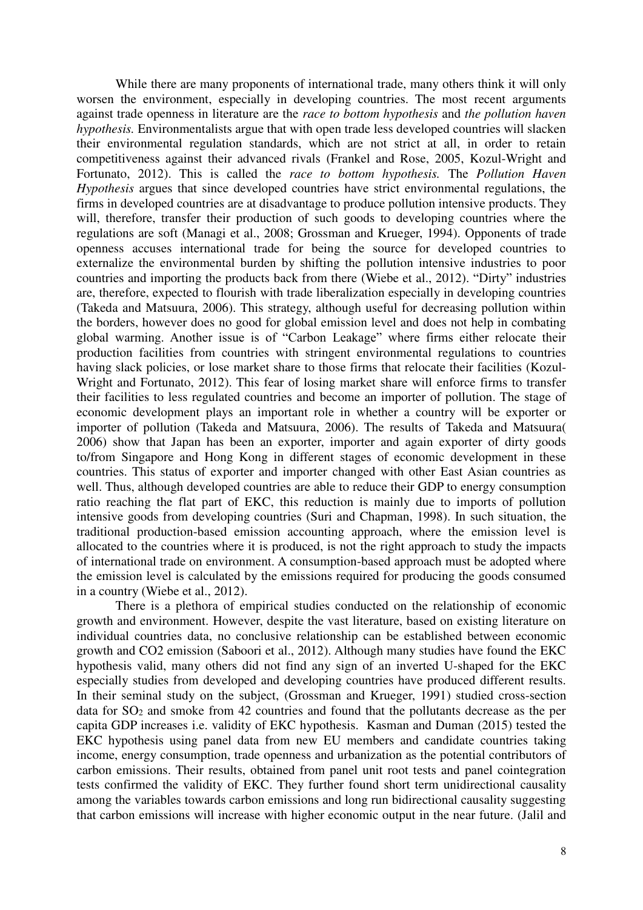While there are many proponents of international trade, many others think it will only worsen the environment, especially in developing countries. The most recent arguments against trade openness in literature are the *race to bottom hypothesis* and *the pollution haven hypothesis.* Environmentalists argue that with open trade less developed countries will slacken their environmental regulation standards, which are not strict at all, in order to retain competitiveness against their advanced rivals (Frankel and Rose, 2005, Kozul-Wright and Fortunato, 2012). This is called the *race to bottom hypothesis.* The *Pollution Haven Hypothesis* argues that since developed countries have strict environmental regulations, the firms in developed countries are at disadvantage to produce pollution intensive products. They will, therefore, transfer their production of such goods to developing countries where the regulations are soft (Managi et al., 2008; Grossman and Krueger, 1994). Opponents of trade openness accuses international trade for being the source for developed countries to externalize the environmental burden by shifting the pollution intensive industries to poor countries and importing the products back from there (Wiebe et al., 2012). "Dirty" industries are, therefore, expected to flourish with trade liberalization especially in developing countries (Takeda and Matsuura, 2006). This strategy, although useful for decreasing pollution within the borders, however does no good for global emission level and does not help in combating global warming. Another issue is of "Carbon Leakage" where firms either relocate their production facilities from countries with stringent environmental regulations to countries having slack policies, or lose market share to those firms that relocate their facilities (Kozul-Wright and Fortunato, 2012). This fear of losing market share will enforce firms to transfer their facilities to less regulated countries and become an importer of pollution. The stage of economic development plays an important role in whether a country will be exporter or importer of pollution (Takeda and Matsuura, 2006). The results of Takeda and Matsuura( 2006) show that Japan has been an exporter, importer and again exporter of dirty goods to/from Singapore and Hong Kong in different stages of economic development in these countries. This status of exporter and importer changed with other East Asian countries as well. Thus, although developed countries are able to reduce their GDP to energy consumption ratio reaching the flat part of EKC, this reduction is mainly due to imports of pollution intensive goods from developing countries (Suri and Chapman, 1998). In such situation, the traditional production-based emission accounting approach, where the emission level is allocated to the countries where it is produced, is not the right approach to study the impacts of international trade on environment. A consumption-based approach must be adopted where the emission level is calculated by the emissions required for producing the goods consumed in a country (Wiebe et al., 2012).

There is a plethora of empirical studies conducted on the relationship of economic growth and environment. However, despite the vast literature, based on existing literature on individual countries data, no conclusive relationship can be established between economic growth and CO2 emission (Saboori et al., 2012). Although many studies have found the EKC hypothesis valid, many others did not find any sign of an inverted U-shaped for the EKC especially studies from developed and developing countries have produced different results. In their seminal study on the subject, (Grossman and Krueger, 1991) studied cross-section data for $SO_2$ and smoke from 42 countries and found that the pollutants decrease as the per capita GDP increases i.e. validity of EKC hypothesis. Kasman and Duman (2015) tested the EKC hypothesis using panel data from new EU members and candidate countries taking income, energy consumption, trade openness and urbanization as the potential contributors of carbon emissions. Their results, obtained from panel unit root tests and panel cointegration tests confirmed the validity of EKC. They further found short term unidirectional causality among the variables towards carbon emissions and long run bidirectional causality suggesting that carbon emissions will increase with higher economic output in the near future. (Jalil and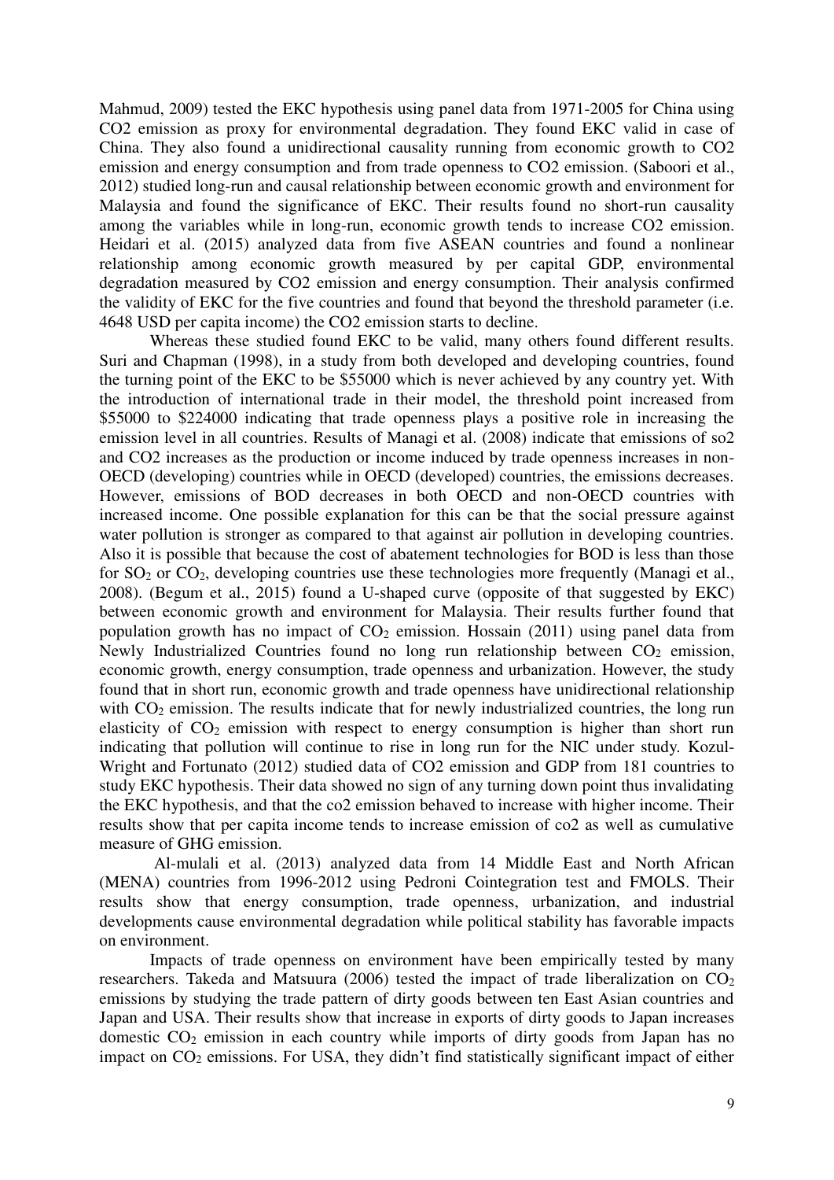Mahmud, 2009) tested the EKC hypothesis using panel data from 1971-2005 for China using CO2 emission as proxy for environmental degradation. They found EKC valid in case of China. They also found a unidirectional causality running from economic growth to CO2 emission and energy consumption and from trade openness to CO2 emission. (Saboori et al., 2012) studied long-run and causal relationship between economic growth and environment for Malaysia and found the significance of EKC. Their results found no short-run causality among the variables while in long-run, economic growth tends to increase CO2 emission. Heidari et al. (2015) analyzed data from five ASEAN countries and found a nonlinear relationship among economic growth measured by per capital GDP, environmental degradation measured by CO2 emission and energy consumption. Their analysis confirmed the validity of EKC for the five countries and found that beyond the threshold parameter (i.e. 4648 USD per capita income) the CO2 emission starts to decline.

Whereas these studied found EKC to be valid, many others found different results. Suri and Chapman (1998), in a study from both developed and developing countries, found the turning point of the EKC to be \$55000 which is never achieved by any country yet. With the introduction of international trade in their model, the threshold point increased from \$55000 to \$224000 indicating that trade openness plays a positive role in increasing the emission level in all countries. Results of Managi et al. (2008) indicate that emissions of so2 and CO2 increases as the production or income induced by trade openness increases in non-OECD (developing) countries while in OECD (developed) countries, the emissions decreases. However, emissions of BOD decreases in both OECD and non-OECD countries with increased income. One possible explanation for this can be that the social pressure against water pollution is stronger as compared to that against air pollution in developing countries. Also it is possible that because the cost of abatement technologies for BOD is less than those for $SO_2$ or $CO_2$, developing countries use these technologies more frequently (Managi et al., 2008). (Begum et al., 2015) found a U-shaped curve (opposite of that suggested by EKC) between economic growth and environment for Malaysia. Their results further found that population growth has no impact of $CO_2$ emission. Hossain (2011) using panel data from Newly Industrialized Countries found no long run relationship between $CO_2$ emission, economic growth, energy consumption, trade openness and urbanization. However, the study found that in short run, economic growth and trade openness have unidirectional relationship with $CO_2$ emission. The results indicate that for newly industrialized countries, the long run elasticity of $CO_2$ emission with respect to energy consumption is higher than short run indicating that pollution will continue to rise in long run for the NIC under study. Kozul-Wright and Fortunato (2012) studied data of CO2 emission and GDP from 181 countries to study EKC hypothesis. Their data showed no sign of any turning down point thus invalidating the EKC hypothesis, and that the co2 emission behaved to increase with higher income. Their results show that per capita income tends to increase emission of co2 as well as cumulative measure of GHG emission.

Al-mulali et al. (2013) analyzed data from 14 Middle East and North African (MENA) countries from 1996-2012 using Pedroni Cointegration test and FMOLS. Their results show that energy consumption, trade openness, urbanization, and industrial developments cause environmental degradation while political stability has favorable impacts on environment.

Impacts of trade openness on environment have been empirically tested by many researchers. Takeda and Matsuura (2006) tested the impact of trade liberalization on $CO_2$ emissions by studying the trade pattern of dirty goods between ten East Asian countries and Japan and USA. Their results show that increase in exports of dirty goods to Japan increases domestic $CO_2$ emission in each country while imports of dirty goods from Japan has no impact on $CO_2$ emissions. For USA, they didn't find statistically significant impact of either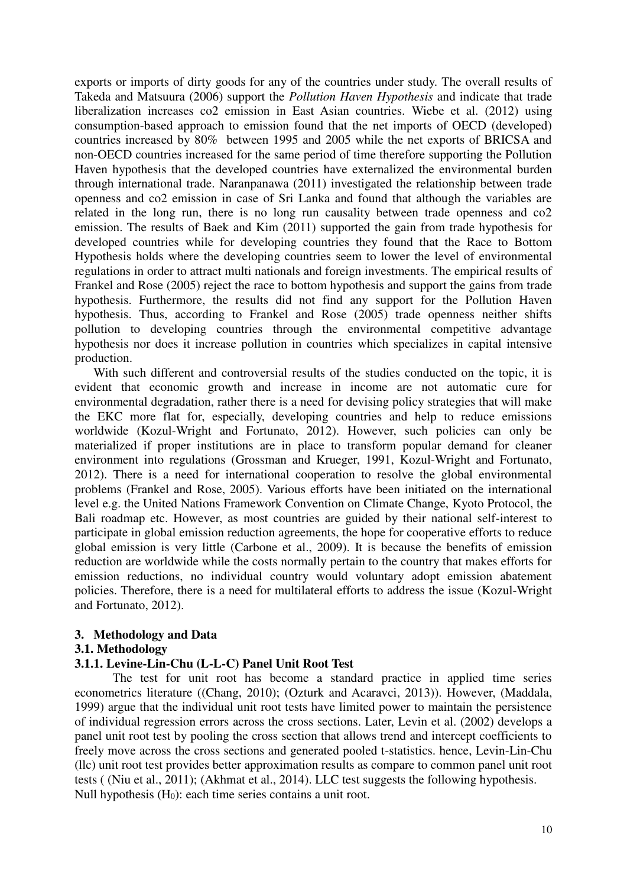exports or imports of dirty goods for any of the countries under study. The overall results of Takeda and Matsuura (2006) support the *Pollution Haven Hypothesis* and indicate that trade liberalization increases co2 emission in East Asian countries. Wiebe et al. (2012) using consumption-based approach to emission found that the net imports of OECD (developed) countries increased by 80% between 1995 and 2005 while the net exports of BRICSA and non-OECD countries increased for the same period of time therefore supporting the Pollution Haven hypothesis that the developed countries have externalized the environmental burden through international trade. Naranpanawa (2011) investigated the relationship between trade openness and co2 emission in case of Sri Lanka and found that although the variables are related in the long run, there is no long run causality between trade openness and co2 emission. The results of Baek and Kim (2011) supported the gain from trade hypothesis for developed countries while for developing countries they found that the Race to Bottom Hypothesis holds where the developing countries seem to lower the level of environmental regulations in order to attract multi nationals and foreign investments. The empirical results of Frankel and Rose (2005) reject the race to bottom hypothesis and support the gains from trade hypothesis. Furthermore, the results did not find any support for the Pollution Haven hypothesis. Thus, according to Frankel and Rose (2005) trade openness neither shifts pollution to developing countries through the environmental competitive advantage hypothesis nor does it increase pollution in countries which specializes in capital intensive production.

With such different and controversial results of the studies conducted on the topic, it is evident that economic growth and increase in income are not automatic cure for environmental degradation, rather there is a need for devising policy strategies that will make the EKC more flat for, especially, developing countries and help to reduce emissions worldwide (Kozul-Wright and Fortunato, 2012). However, such policies can only be materialized if proper institutions are in place to transform popular demand for cleaner environment into regulations (Grossman and Krueger, 1991, Kozul-Wright and Fortunato, 2012). There is a need for international cooperation to resolve the global environmental problems (Frankel and Rose, 2005). Various efforts have been initiated on the international level e.g. the United Nations Framework Convention on Climate Change, Kyoto Protocol, the Bali roadmap etc. However, as most countries are guided by their national self-interest to participate in global emission reduction agreements, the hope for cooperative efforts to reduce global emission is very little (Carbone et al., 2009). It is because the benefits of emission reduction are worldwide while the costs normally pertain to the country that makes efforts for emission reductions, no individual country would voluntary adopt emission abatement policies. Therefore, there is a need for multilateral efforts to address the issue (Kozul-Wright and Fortunato, 2012).

## 3. Methodology and Data

### 3.1. Methodology

#### 3.1.1. Levine-Lin-Chu (L-L-C) Panel Unit Root Test

The test for unit root has become a standard practice in applied time series econometrics literature ((Chang, 2010); (Ozturk and Acaravci, 2013)). However, (Maddala, 1999) argue that the individual unit root tests have limited power to maintain the persistence of individual regression errors across the cross sections. Later, Levin et al. (2002) develops a panel unit root test by pooling the cross section that allows trend and intercept coefficients to freely move across the cross sections and generated pooled t-statistics. hence, Levin-Lin-Chu (llc) unit root test provides better approximation results as compare to common panel unit root tests ( (Niu et al., 2011); (Akhmat et al., 2014). LLC test suggests the following hypothesis.

Null hypothesis ($H_0$): each time series contains a unit root.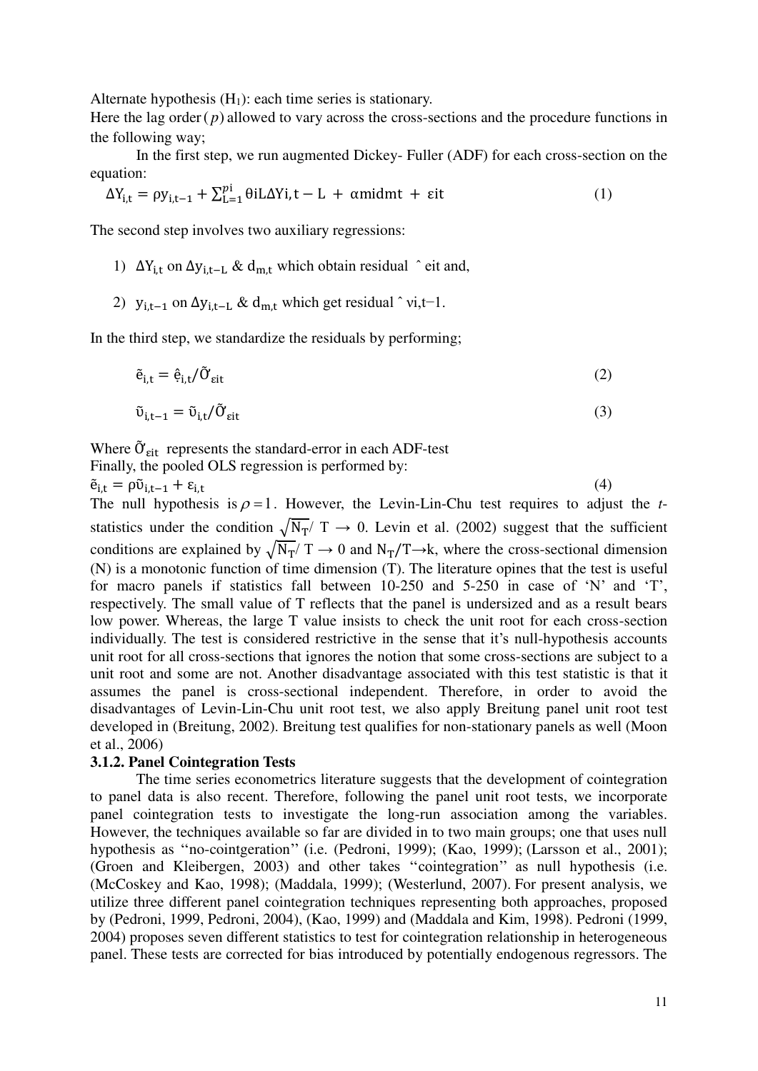Alternate hypothesis ($H_1$): each time series is stationary.

Here the lag order ($p$) allowed to vary across the cross-sections and the procedure functions in the following way;

In the first step, we run augmented Dickey- Fuller (ADF) for each cross-section on the equation:

$$\Delta Y_{i,t} = \rho y_{i,t-1} + \sum_{L=1}^{pi} \theta iL \Delta Yi,t - L + \alpha midmt + \varepsilon it \quad (1)$$

The second step involves two auxiliary regressions:

1) $\Delta Y_{i,t}$ on $\Delta y_{i,t-L}$ & $d_{m,t}$ which obtain residual ˆ eit and,

2) $y_{i,t-1}$ on $\Delta y_{i,t-L}$ & $d_{m,t}$ which get residual ˆ νi,t−1.

In the third step, we standardize the residuals by performing;

$$\tilde{e}_{i,t} = \hat{e}_{i,t}/\tilde{\sigma}_{\varepsilon it} \quad (2)$$

$$\tilde{\upsilon}_{i,t-1} = \tilde{\upsilon}_{i,t}/\tilde{\sigma}_{\varepsilon it} \quad (3)$$

Where $\tilde{\sigma}_{\varepsilon it}$ represents the standard-error in each ADF-test

Finally, the pooled OLS regression is performed by:

$$\tilde{e}_{i,t} = \rho \tilde{\upsilon}_{i,t-1} + \varepsilon_{i,t} \quad (4)$$

The null hypothesis is $\rho = 1$. However, the Levin-Lin-Chu test requires to adjust the *t*-statistics under the condition $\sqrt{N_T}/T \to 0$. Levin et al. (2002) suggest that the sufficient conditions are explained by $\sqrt{N_T}/T \to 0$ and $N_T/T \to k$, where the cross-sectional dimension (N) is a monotonic function of time dimension (T). The literature opines that the test is useful for macro panels if statistics fall between 10-250 and 5-250 in case of 'N' and 'T', respectively. The small value of T reflects that the panel is undersized and as a result bears low power. Whereas, the large T value insists to check the unit root for each cross-section individually. The test is considered restrictive in the sense that it's null-hypothesis accounts unit root for all cross-sections that ignores the notion that some cross-sections are subject to a unit root and some are not. Another disadvantage associated with this test statistic is that it assumes the panel is cross-sectional independent. Therefore, in order to avoid the disadvantages of Levin-Lin-Chu unit root test, we also apply Breitung panel unit root test developed in (Breitung, 2002). Breitung test qualifies for non-stationary panels as well (Moon et al., 2006)

### 3.1.2. Panel Cointegration Tests

The time series econometrics literature suggests that the development of cointegration to panel data is also recent. Therefore, following the panel unit root tests, we incorporate panel cointegration tests to investigate the long-run association among the variables. However, the techniques available so far are divided in to two main groups; one that uses null hypothesis as "no-cointgeration" (i.e. (Pedroni, 1999); (Kao, 1999); (Larsson et al., 2001); (Groen and Kleibergen, 2003) and other takes "cointegration" as null hypothesis (i.e. (McCoskey and Kao, 1998); (Maddala, 1999); (Westerlund, 2007). For present analysis, we utilize three different panel cointegration techniques representing both approaches, proposed by (Pedroni, 1999, Pedroni, 2004), (Kao, 1999) and (Maddala and Kim, 1998). Pedroni (1999, 2004) proposes seven different statistics to test for cointegration relationship in heterogeneous panel. These tests are corrected for bias introduced by potentially endogenous regressors. The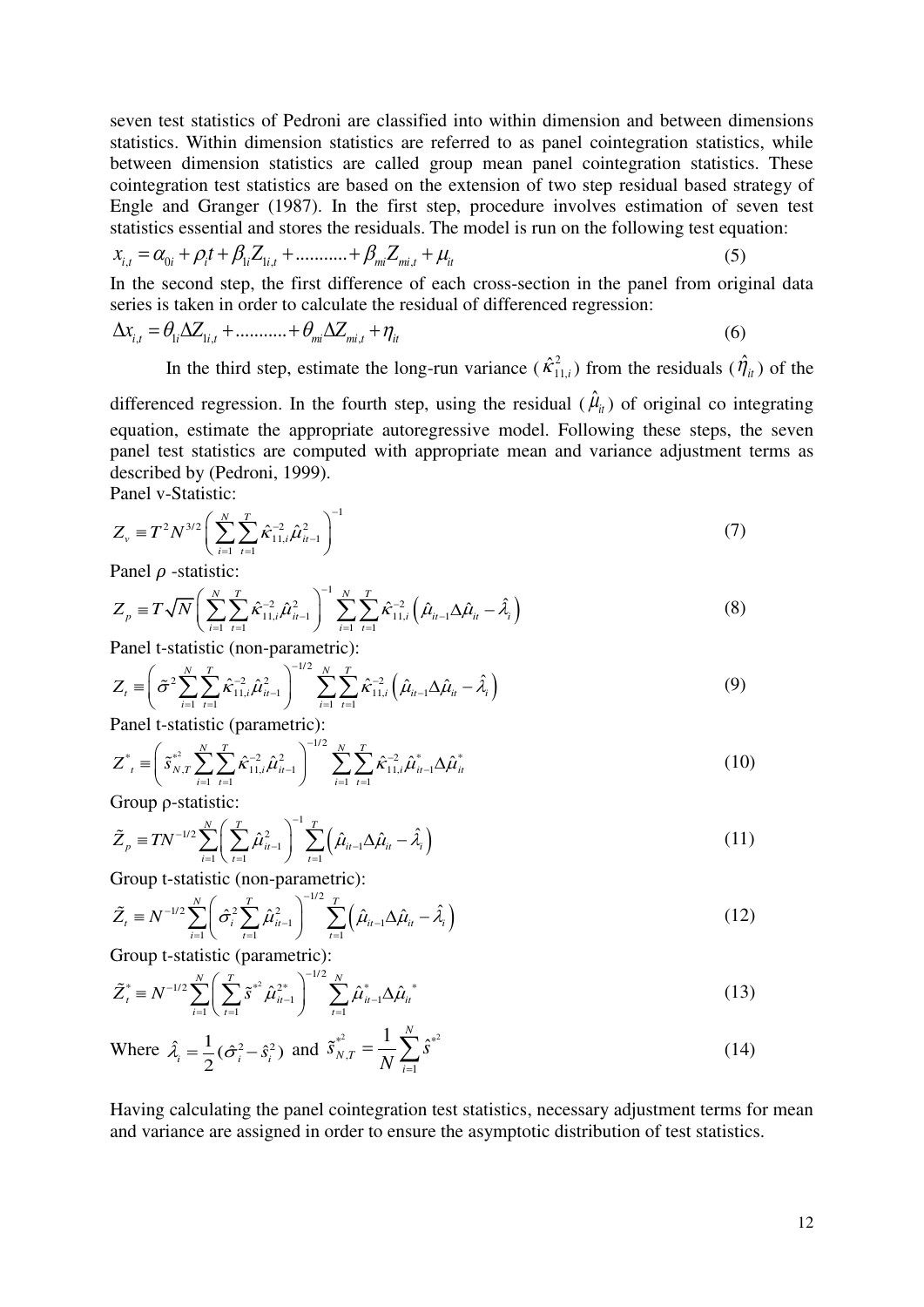seven test statistics of Pedroni are classified into within dimension and between dimensions statistics. Within dimension statistics are referred to as panel cointegration statistics, while between dimension statistics are called group mean panel cointegration statistics. These cointegration test statistics are based on the extension of two step residual based strategy of Engle and Granger (1987). In the first step, procedure involves estimation of seven test statistics essential and stores the residuals. The model is run on the following test equation:

$$x_{i,t} = \alpha_{0i} + \rho_i t + \beta_{1i} Z_{1i,t} + \dots\dots\dots + \beta_{mi} Z_{mi,t} + \mu_{it} \tag{5}$$

In the second step, the first difference of each cross-section in the panel from original data series is taken in order to calculate the residual of differenced regression:

$$\Delta x_{i,t} = \theta_{1i} \Delta Z_{1i,t} + \dots\dots\dots + \theta_{mi} \Delta Z_{mi,t} + \eta_{it} \tag{6}$$

In the third step, estimate the long-run variance ($\hat{\kappa}_{11,i}^2$) from the residuals ($\hat{\eta}_{it}$) of the differenced regression. In the fourth step, using the residual ($\hat{\mu}_{it}$) of original co integrating equation, estimate the appropriate autoregressive model. Following these steps, the seven panel test statistics are computed with appropriate mean and variance adjustment terms as described by (Pedroni, 1999).

Panel v-Statistic:

$$Z_v \equiv T^2 N^{3/2} \left( \sum_{i=1}^{N} \sum_{t=1}^{T} \hat{\kappa}_{11,i}^{-2} \hat{\mu}_{it-1}^2 \right)^{-1} \tag{7}$$

Panel $\rho$ -statistic:

$$Z_p \equiv T\sqrt{N} \left( \sum_{i=1}^{N} \sum_{t=1}^{T} \hat{\kappa}_{11,i}^{-2} \hat{\mu}_{it-1}^2 \right)^{-1} \sum_{i=1}^{N} \sum_{t=1}^{T} \hat{\kappa}_{11,i}^{-2} \left( \hat{\mu}_{it-1} \Delta \hat{\mu}_{it} - \hat{\lambda}_i \right) \tag{8}$$

Panel t-statistic (non-parametric):

$$Z_t \equiv \left( \tilde{\sigma}^2 \sum_{i=1}^{N} \sum_{t=1}^{T} \hat{\kappa}_{11,i}^{-2} \hat{\mu}_{it-1}^2 \right)^{-1/2} \sum_{i=1}^{N} \sum_{t=1}^{T} \hat{\kappa}_{11,i}^{-2} \left( \hat{\mu}_{it-1} \Delta \hat{\mu}_{it} - \hat{\lambda}_i \right) \tag{9}$$

Panel t-statistic (parametric):

$$Z^*_t \equiv \left( \tilde{s}_{N,T}^{*2} \sum_{i=1}^{N} \sum_{t=1}^{T} \hat{\kappa}_{11,i}^{-2} \hat{\mu}_{it-1}^2 \right)^{-1/2} \sum_{i=1}^{N} \sum_{t=1}^{T} \hat{\kappa}_{11,i}^{-2} \hat{\mu}_{it-1}^* \Delta \hat{\mu}_{it}^* \tag{10}$$

Group ρ-statistic:

$$\tilde{Z}_p \equiv T N^{-1/2} \sum_{i=1}^{N} \left( \sum_{t=1}^{T} \hat{\mu}_{it-1}^2 \right)^{-1} \sum_{t=1}^{T} \left( \hat{\mu}_{it-1} \Delta \hat{\mu}_{it} - \hat{\lambda}_i \right) \tag{11}$$

Group t-statistic (non-parametric):

$$\tilde{Z}_t \equiv N^{-1/2} \sum_{i=1}^{N} \left( \hat{\sigma}_i^2 \sum_{t=1}^{T} \hat{\mu}_{it-1}^2 \right)^{-1/2} \sum_{t=1}^{T} \left( \hat{\mu}_{it-1} \Delta \hat{\mu}_{it} - \hat{\lambda}_i \right) \tag{12}$$

Group t-statistic (parametric):

$$\tilde{Z}_t^* \equiv N^{-1/2} \sum_{i=1}^{N} \left( \sum_{t=1}^{T} \tilde{s}^{*2} \hat{\mu}_{it-1}^{2*} \right)^{-1/2} \sum_{t=1}^{N} \hat{\mu}_{it-1}^* \Delta \hat{\mu}_{it}^* \tag{13}$$

Where $\hat{\lambda}_i = \frac{1}{2}(\hat{\sigma}_i^2 - \hat{s}_i^2)$ and $\tilde{s}_{N,T}^{*2} = \frac{1}{N} \sum_{i=1}^{N} \hat{s}^{*2}$ (14)

Having calculating the panel cointegration test statistics, necessary adjustment terms for mean and variance are assigned in order to ensure the asymptotic distribution of test statistics.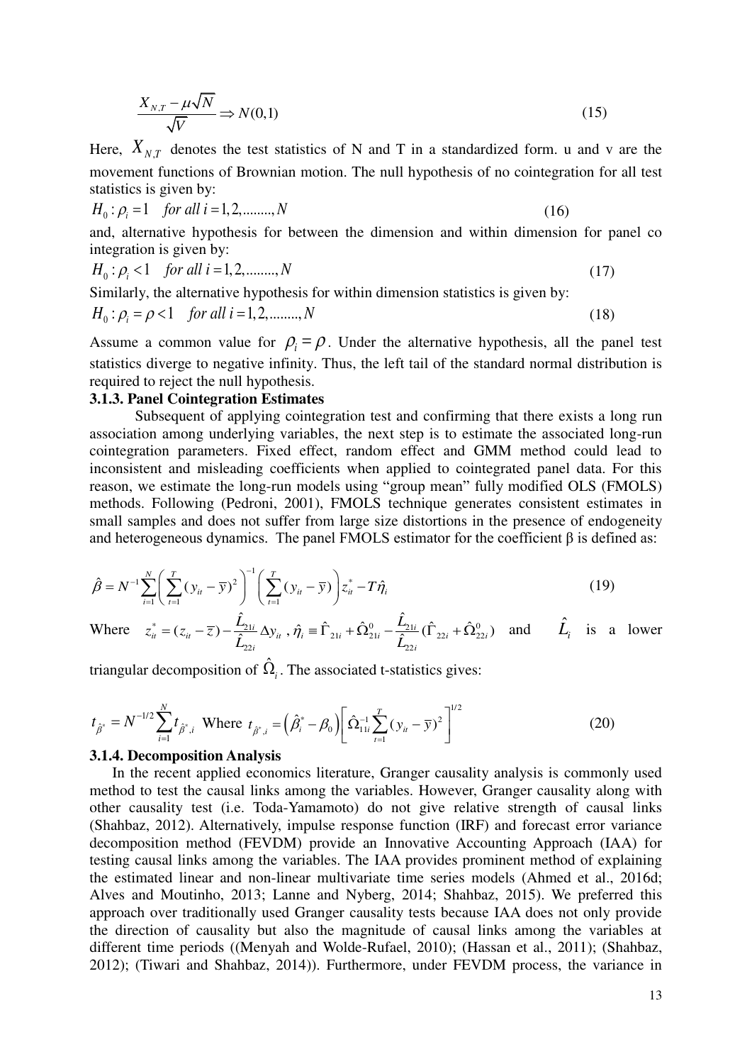$$\frac{X_{N,T} - \mu\sqrt{N}}{\sqrt{V}} \Rightarrow N(0,1) \tag{15}$$

Here, $X_{N,T}$ denotes the test statistics of N and T in a standardized form. u and v are the movement functions of Brownian motion. The null hypothesis of no cointegration for all test statistics is given by:

$$H_0 : \rho_i = 1 \quad for\ all\ i = 1,2,........,N \tag{16}$$

and, alternative hypothesis for between the dimension and within dimension for panel co integration is given by:

$$H_0 : \rho_i < 1 \quad for\ all\ i = 1,2,........,N \tag{17}$$

Similarly, the alternative hypothesis for within dimension statistics is given by:

$$H_0 : \rho_i = \rho < 1 \quad for\ all\ i = 1,2,........,N \tag{18}$$

Assume a common value for $\rho_i = \rho$. Under the alternative hypothesis, all the panel test statistics diverge to negative infinity. Thus, the left tail of the standard normal distribution is required to reject the null hypothesis.

### 3.1.3. Panel Cointegration Estimates

Subsequent of applying cointegration test and confirming that there exists a long run association among underlying variables, the next step is to estimate the associated long-run cointegration parameters. Fixed effect, random effect and GMM method could lead to inconsistent and misleading coefficients when applied to cointegrated panel data. For this reason, we estimate the long-run models using "group mean" fully modified OLS (FMOLS) methods. Following (Pedroni, 2001), FMOLS technique generates consistent estimates in small samples and does not suffer from large size distortions in the presence of endogeneity and heterogeneous dynamics. The panel FMOLS estimator for the coefficient β is defined as:

$$\hat{\beta} = N^{-1} \sum_{i=1}^{N} \left( \sum_{t=1}^{T} (y_{it} - \overline{y})^2 \right)^{-1} \left( \sum_{t=1}^{T} (y_{it} - \overline{y}) \right) z_{it}^{*} - T\hat{\eta}_i \tag{19}$$

Where $z_{it}^{*} = (z_{it} - \overline{z}) - \frac{\hat{L}_{21i}}{\hat{L}_{22i}} \Delta y_{it}$ , $\hat{\eta}_i \equiv \hat{\Gamma}_{21i} + \hat{\Omega}_{21i}^{0} - \frac{\hat{L}_{21i}}{\hat{L}_{22i}} (\hat{\Gamma}_{22i} + \hat{\Omega}_{22i}^{0})$ and $\hat{L}_i$ is a lower triangular decomposition of $\hat{\Omega}_i$. The associated t-statistics gives:

$$t_{\hat{\beta}^{*}} = N^{-1/2} \sum_{i=1}^{N} t_{\hat{\beta}^{*},i} \text{ Where } t_{\hat{\beta}^{*},i} = \left( \hat{\beta}_i^{*} - \beta_0 \right) \left[ \hat{\Omega}_{11i}^{-1} \sum_{t=1}^{T} (y_{it} - \overline{y})^2 \right]^{1/2} \tag{20}$$

### 3.1.4. Decomposition Analysis

In the recent applied economics literature, Granger causality analysis is commonly used method to test the causal links among the variables. However, Granger causality along with other causality test (i.e. Toda-Yamamoto) do not give relative strength of causal links (Shahbaz, 2012). Alternatively, impulse response function (IRF) and forecast error variance decomposition method (FEVDM) provide an Innovative Accounting Approach (IAA) for testing causal links among the variables. The IAA provides prominent method of explaining the estimated linear and non-linear multivariate time series models (Ahmed et al., 2016d; Alves and Moutinho, 2013; Lanne and Nyberg, 2014; Shahbaz, 2015). We preferred this approach over traditionally used Granger causality tests because IAA does not only provide the direction of causality but also the magnitude of causal links among the variables at different time periods ((Menyah and Wolde-Rufael, 2010); (Hassan et al., 2011); (Shahbaz, 2012); (Tiwari and Shahbaz, 2014)). Furthermore, under FEVDM process, the variance in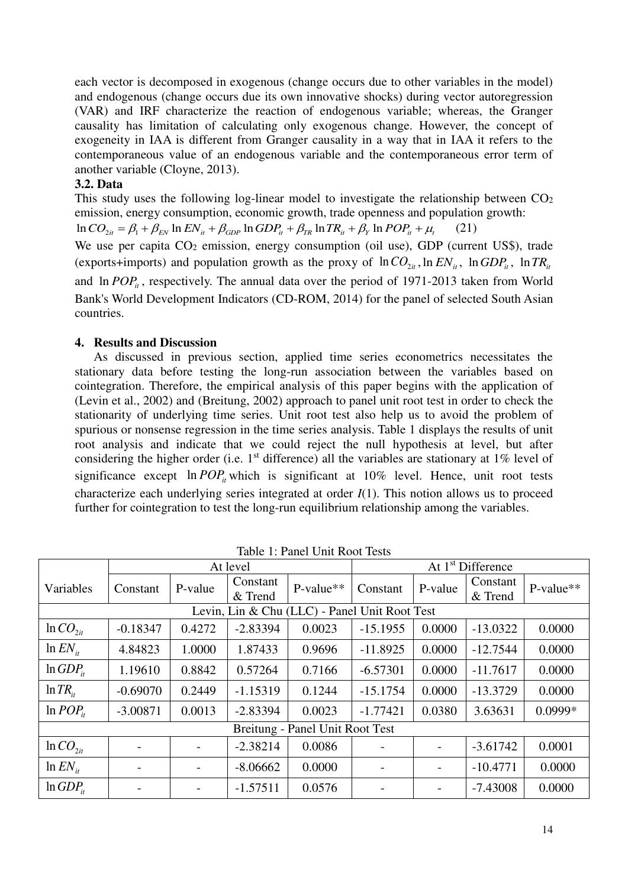each vector is decomposed in exogenous (change occurs due to other variables in the model) and endogenous (change occurs due its own innovative shocks) during vector autoregression (VAR) and IRF characterize the reaction of endogenous variable; whereas, the Granger causality has limitation of calculating only exogenous change. However, the concept of exogeneity in IAA is different from Granger causality in a way that in IAA it refers to the contemporaneous value of an endogenous variable and the contemporaneous error term of another variable (Cloyne, 2013).

### 3.2. Data

This study uses the following log-linear model to investigate the relationship between $CO_2$ emission, energy consumption, economic growth, trade openness and population growth:

$$\ln CO_{2it} = \beta_1 + \beta_{EN} \ln EN_{it} + \beta_{GDP} \ln GDP_{it} + \beta_{TR} \ln TR_{it} + \beta_Y \ln POP_{it} + \mu_t \qquad (21)$$

We use per capita $CO_2$ emission, energy consumption (oil use), GDP (current US$), trade (exports+imports) and population growth as the proxy of $\ln CO_{2it}$, $\ln EN_{it}$, $\ln GDP_{it}$, $\ln TR_{it}$ and $\ln POP_{it}$, respectively. The annual data over the period of 1971-2013 taken from World Bank's World Development Indicators (CD-ROM, 2014) for the panel of selected South Asian countries.

## 4. Results and Discussion

As discussed in previous section, applied time series econometrics necessitates the stationary data before testing the long-run association between the variables based on cointegration. Therefore, the empirical analysis of this paper begins with the application of (Levin et al., 2002) and (Breitung, 2002) approach to panel unit root test in order to check the stationarity of underlying time series. Unit root test also help us to avoid the problem of spurious or nonsense regression in the time series analysis. Table 1 displays the results of unit root analysis and indicate that we could reject the null hypothesis at level, but after considering the higher order (i.e. 1st difference) all the variables are stationary at 1% level of significance except $\ln POP_{it}$ which is significant at 10% level. Hence, unit root tests characterize each underlying series integrated at order $I(1)$. This notion allows us to proceed further for cointegration to test the long-run equilibrium relationship among the variables.

Table 1: Panel Unit Root Tests

| Variables | At level | | | | At 1st Difference | | | |
|---|---|---|---|---|---|---|---|---|
| | Constant | P-value | Constant & Trend | P-value** | Constant | P-value | Constant & Trend | P-value** |
| Levin, Lin & Chu (LLC) - Panel Unit Root Test | | | | | | | | |
| $\ln CO_{2it}$ | -0.18347 | 0.4272 | -2.83394 | 0.0023 | -15.1955 | 0.0000 | -13.0322 | 0.0000 |
| $\ln EN_{it}$ | 4.84823 | 1.0000 | 1.87433 | 0.9696 | -11.8925 | 0.0000 | -12.7544 | 0.0000 |
| $\ln GDP_{it}$ | 1.19610 | 0.8842 | 0.57264 | 0.7166 | -6.57301 | 0.0000 | -11.7617 | 0.0000 |
| $\ln TR_{it}$ | -0.69070 | 0.2449 | -1.15319 | 0.1244 | -15.1754 | 0.0000 | -13.3729 | 0.0000 |
| $\ln POP_{it}$ | -3.00871 | 0.0013 | -2.83394 | 0.0023 | -1.77421 | 0.0380 | 3.63631 | 0.0999* |
| Breitung - Panel Unit Root Test | | | | | | | | |
| $\ln CO_{2it}$ | - | - | -2.38214 | 0.0086 | - | - | -3.61742 | 0.0001 |
| $\ln EN_{it}$ | - | - | -8.06662 | 0.0000 | - | - | -10.4771 | 0.0000 |
| $\ln GDP_{it}$ | - | - | -1.57511 | 0.0576 | - | - | -7.43008 | 0.0000 |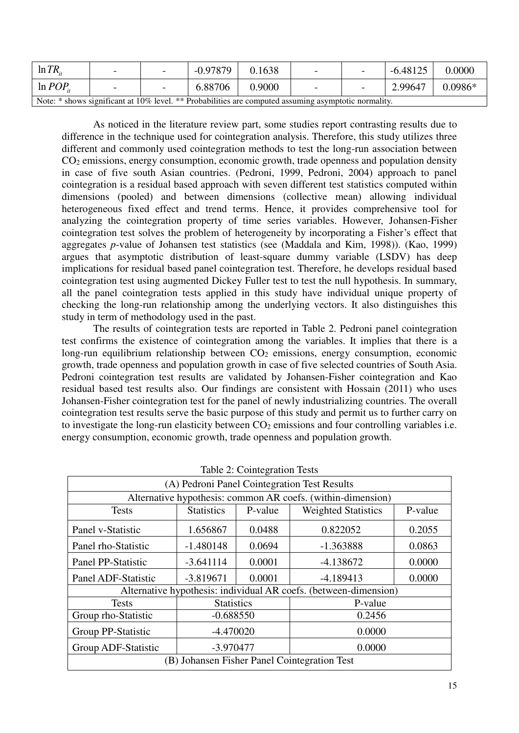| $\ln TR_{it}$ | - | - | -0.97879 | 0.1638 | - | - | -6.48125 | 0.0000 |
|---|---|---|---|---|---|---|---|---|
| $\ln POP_{it}$ | - | - | 6.88706 | 0.9000 | - | - | 2.99647 | 0.0986* |

Note: * shows significant at 10% level. ** Probabilities are computed assuming asymptotic normality.

As noticed in the literature review part, some studies report contrasting results due to difference in the technique used for cointegration analysis. Therefore, this study utilizes three different and commonly used cointegration methods to test the long-run association between $CO_2$ emissions, energy consumption, economic growth, trade openness and population density in case of five south Asian countries. (Pedroni, 1999, Pedroni, 2004) approach to panel cointegration is a residual based approach with seven different test statistics computed within dimensions (pooled) and between dimensions (collective mean) allowing individual heterogeneous fixed effect and trend terms. Hence, it provides comprehensive tool for analyzing the cointegration property of time series variables. However, Johansen-Fisher cointegration test solves the problem of heterogeneity by incorporating a Fisher's effect that aggregates *p*-value of Johansen test statistics (see (Maddala and Kim, 1998)). (Kao, 1999) argues that asymptotic distribution of least-square dummy variable (LSDV) has deep implications for residual based panel cointegration test. Therefore, he develops residual based cointegration test using augmented Dickey Fuller test to test the null hypothesis. In summary, all the panel cointegration tests applied in this study have individual unique property of checking the long-run relationship among the underlying vectors. It also distinguishes this study in term of methodology used in the past.

The results of cointegration tests are reported in Table 2. Pedroni panel cointegration test confirms the existence of cointegration among the variables. It implies that there is a long-run equilibrium relationship between $CO_2$ emissions, energy consumption, economic growth, trade openness and population growth in case of five selected countries of South Asia. Pedroni cointegration test results are validated by Johansen-Fisher cointegration and Kao residual based test results also. Our findings are consistent with Hossain (2011) who uses Johansen-Fisher cointegration test for the panel of newly industrializing countries. The overall cointegration test results serve the basic purpose of this study and permit us to further carry on to investigate the long-run elasticity between $CO_2$ emissions and four controlling variables i.e. energy consumption, economic growth, trade openness and population growth.

Table 2: Cointegration Tests

| (A) Pedroni Panel Cointegration Test Results | | | | |
|---|---|---|---|---|
| Alternative hypothesis: common AR coefs. (within-dimension) | | | | |
| Tests | Statistics | P-value | Weighted Statistics | P-value |
| Panel v-Statistic | 1.656867 | 0.0488 | 0.822052 | 0.2055 |
| Panel rho-Statistic | -1.480148 | 0.0694 | -1.363888 | 0.0863 |
| Panel PP-Statistic | -3.641114 | 0.0001 | -4.138672 | 0.0000 |
| Panel ADF-Statistic | -3.819671 | 0.0001 | -4.189413 | 0.0000 |
| Alternative hypothesis: individual AR coefs. (between-dimension) | | | | |
| Tests | Statistics | | P-value | |
| Group rho-Statistic | -0.688550 | | 0.2456 | |
| Group PP-Statistic | -4.470020 | | 0.0000 | |
| Group ADF-Statistic | -3.970477 | | 0.0000 | |
| (B) Johansen Fisher Panel Cointegration Test | | | | |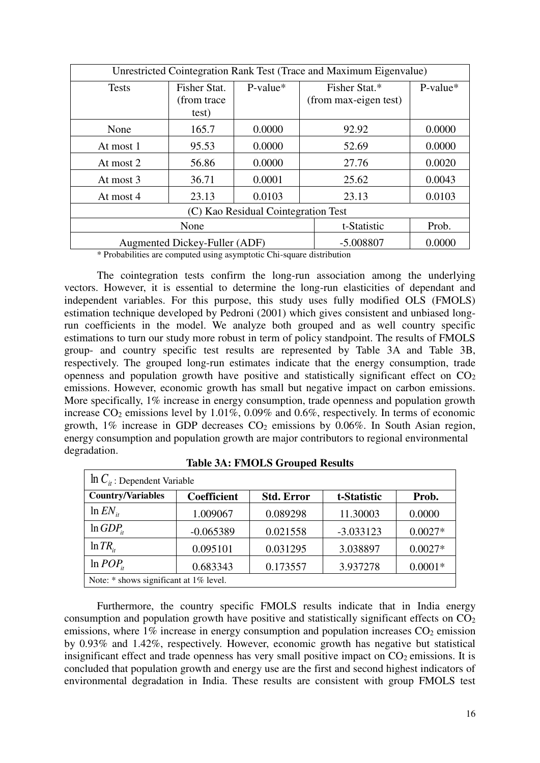| Unrestricted Cointegration Rank Test (Trace and Maximum Eigenvalue) | | | | |
|---|---|---|---|---|
| Tests | Fisher Stat. (from trace test) | P-value* | Fisher Stat.* (from max-eigen test) | P-value* |
| None | 165.7 | 0.0000 | 92.92 | 0.0000 |
| At most 1 | 95.53 | 0.0000 | 52.69 | 0.0000 |
| At most 2 | 56.86 | 0.0000 | 27.76 | 0.0020 |
| At most 3 | 36.71 | 0.0001 | 25.62 | 0.0043 |
| At most 4 | 23.13 | 0.0103 | 23.13 | 0.0103 |
| (C) Kao Residual Cointegration Test | | | | |
| None | | | t-Statistic | Prob. |
| Augmented Dickey-Fuller (ADF) | | | -5.008807 | 0.0000 |

\* Probabilities are computed using asymptotic Chi-square distribution

The cointegration tests confirm the long-run association among the underlying vectors. However, it is essential to determine the long-run elasticities of dependant and independent variables. For this purpose, this study uses fully modified OLS (FMOLS) estimation technique developed by Pedroni (2001) which gives consistent and unbiased long-run coefficients in the model. We analyze both grouped and as well country specific estimations to turn our study more robust in term of policy standpoint. The results of FMOLS group- and country specific test results are represented by Table 3A and Table 3B, respectively. The grouped long-run estimates indicate that the energy consumption, trade openness and population growth have positive and statistically significant effect on $CO_2$ emissions. However, economic growth has small but negative impact on carbon emissions. More specifically, 1% increase in energy consumption, trade openness and population growth increase $CO_2$ emissions level by 1.01%, 0.09% and 0.6%, respectively. In terms of economic growth, 1% increase in GDP decreases $CO_2$ emissions by 0.06%. In South Asian region, energy consumption and population growth are major contributors to regional environmental degradation.

**Table 3A: FMOLS Grouped Results**

| $\ln C_{it}$ : Dependent Variable | | | | |
|---|---|---|---|---|
| **Country/Variables** | **Coefficient** | **Std. Error** | **t-Statistic** | **Prob.** |
| $\ln EN_{it}$ | 1.009067 | 0.089298 | 11.30003 | 0.0000 |
| $\ln GDP_{it}$ | -0.065389 | 0.021558 | -3.033123 | 0.0027* |
| $\ln TR_{it}$ | 0.095101 | 0.031295 | 3.038897 | 0.0027* |
| $\ln POP_{it}$ | 0.683343 | 0.173557 | 3.937278 | 0.0001* |
| Note: * shows significant at 1% level. | | | | |

Furthermore, the country specific FMOLS results indicate that in India energy consumption and population growth have positive and statistically significant effects on $CO_2$ emissions, where 1% increase in energy consumption and population increases $CO_2$ emission by 0.93% and 1.42%, respectively. However, economic growth has negative but statistical insignificant effect and trade openness has very small positive impact on $CO_2$ emissions. It is concluded that population growth and energy use are the first and second highest indicators of environmental degradation in India. These results are consistent with group FMOLS test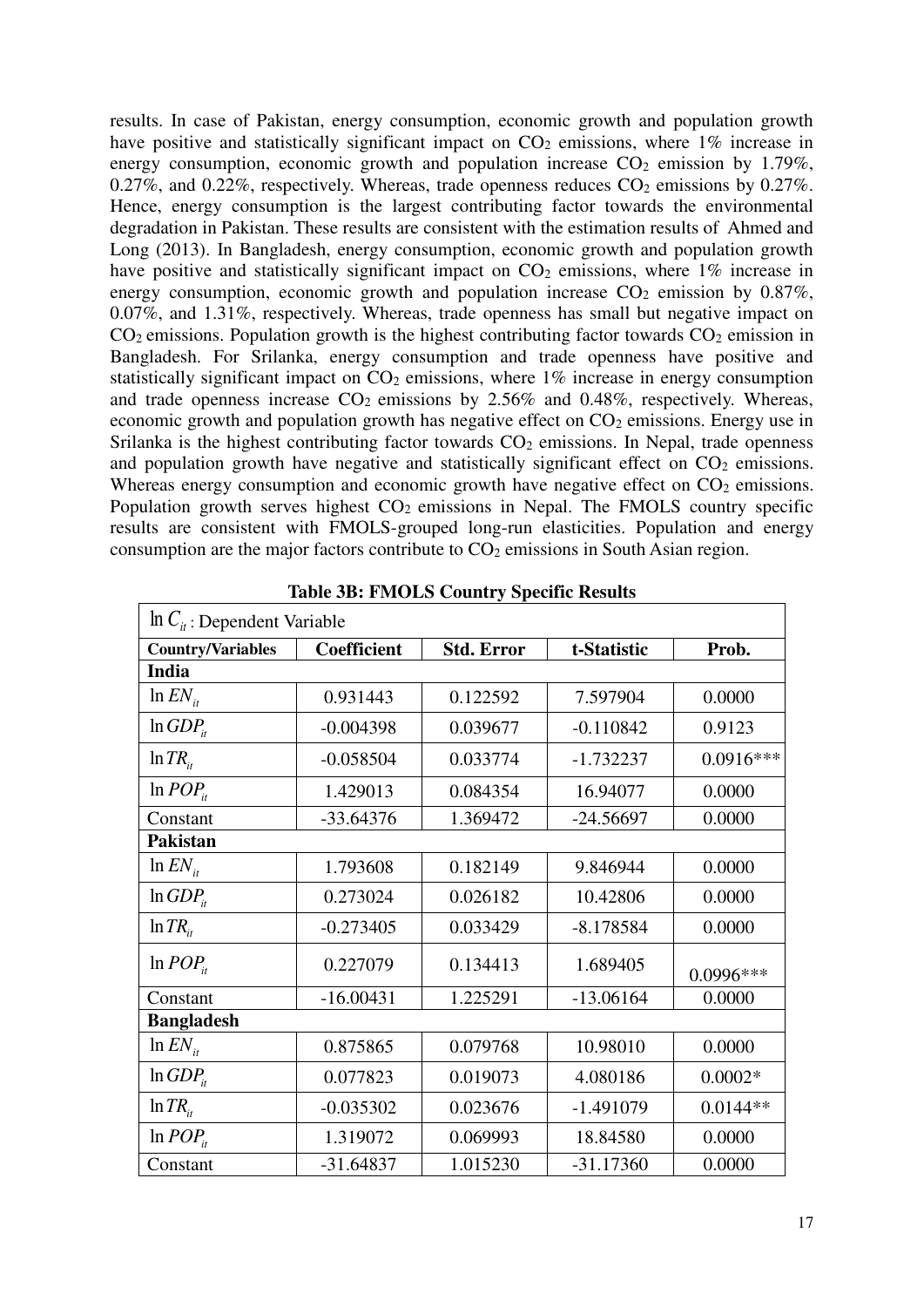results. In case of Pakistan, energy consumption, economic growth and population growth have positive and statistically significant impact on $CO_2$ emissions, where 1% increase in energy consumption, economic growth and population increase $CO_2$ emission by 1.79%, 0.27%, and 0.22%, respectively. Whereas, trade openness reduces $CO_2$ emissions by 0.27%. Hence, energy consumption is the largest contributing factor towards the environmental degradation in Pakistan. These results are consistent with the estimation results of Ahmed and Long (2013). In Bangladesh, energy consumption, economic growth and population growth have positive and statistically significant impact on $CO_2$ emissions, where 1% increase in energy consumption, economic growth and population increase $CO_2$ emission by 0.87%, 0.07%, and 1.31%, respectively. Whereas, trade openness has small but negative impact on $CO_2$ emissions. Population growth is the highest contributing factor towards $CO_2$ emission in Bangladesh. For Srilanka, energy consumption and trade openness have positive and statistically significant impact on $CO_2$ emissions, where 1% increase in energy consumption and trade openness increase $CO_2$ emissions by 2.56% and 0.48%, respectively. Whereas, economic growth and population growth has negative effect on $CO_2$ emissions. Energy use in Srilanka is the highest contributing factor towards $CO_2$ emissions. In Nepal, trade openness and population growth have negative and statistically significant effect on $CO_2$ emissions. Whereas energy consumption and economic growth have negative effect on $CO_2$ emissions. Population growth serves highest $CO_2$ emissions in Nepal. The FMOLS country specific results are consistent with FMOLS-grouped long-run elasticities. Population and energy consumption are the major factors contribute to $CO_2$ emissions in South Asian region.

**Table 3B: FMOLS Country Specific Results**

| $\ln C_{it}$ : Dependent Variable | | | | |
|---|---|---|---|---|
| **Country/Variables** | **Coefficient** | **Std. Error** | **t-Statistic** | **Prob.** |
| **India** | | | | |
| $\ln EN_{it}$ | 0.931443 | 0.122592 | 7.597904 | 0.0000 |
| $\ln GDP_{it}$ | -0.004398 | 0.039677 | -0.110842 | 0.9123 |
| $\ln TR_{it}$ | -0.058504 | 0.033774 | -1.732237 | 0.0916*** |
| $\ln POP_{it}$ | 1.429013 | 0.084354 | 16.94077 | 0.0000 |
| Constant | -33.64376 | 1.369472 | -24.56697 | 0.0000 |
| **Pakistan** | | | | |
| $\ln EN_{it}$ | 1.793608 | 0.182149 | 9.846944 | 0.0000 |
| $\ln GDP_{it}$ | 0.273024 | 0.026182 | 10.42806 | 0.0000 |
| $\ln TR_{it}$ | -0.273405 | 0.033429 | -8.178584 | 0.0000 |
| $\ln POP_{it}$ | 0.227079 | 0.134413 | 1.689405 | 0.0996*** |
| Constant | -16.00431 | 1.225291 | -13.06164 | 0.0000 |
| **Bangladesh** | | | | |
| $\ln EN_{it}$ | 0.875865 | 0.079768 | 10.98010 | 0.0000 |
| $\ln GDP_{it}$ | 0.077823 | 0.019073 | 4.080186 | 0.0002* |
| $\ln TR_{it}$ | -0.035302 | 0.023676 | -1.491079 | 0.0144** |
| $\ln POP_{it}$ | 1.319072 | 0.069993 | 18.84580 | 0.0000 |
| Constant | -31.64837 | 1.015230 | -31.17360 | 0.0000 |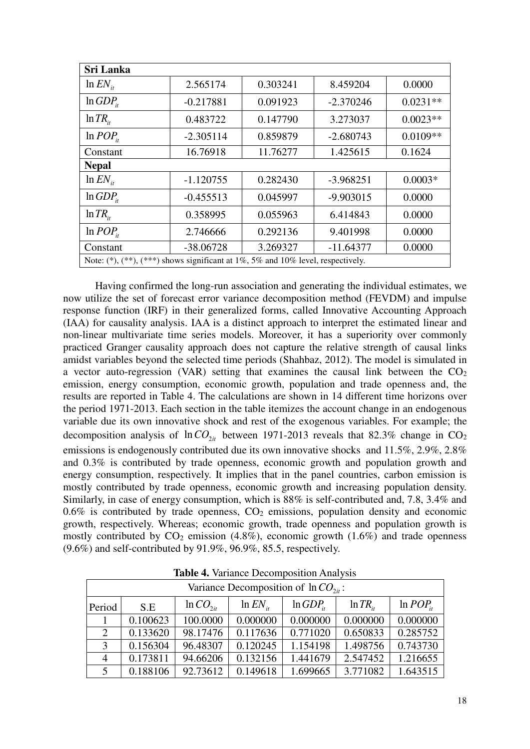| Sri Lanka | | | | |
|---|---|---|---|---|
| $\ln EN_{it}$ | 2.565174 | 0.303241 | 8.459204 | 0.0000 |
| $\ln GDP_{it}$ | -0.217881 | 0.091923 | -2.370246 | 0.0231** |
| $\ln TR_{it}$ | 0.483722 | 0.147790 | 3.273037 | 0.0023** |
| $\ln POP_{it}$ | -2.305114 | 0.859879 | -2.680743 | 0.0109** |
| Constant | 16.76918 | 11.76277 | 1.425615 | 0.1624 |
| **Nepal** | | | | |
| $\ln EN_{it}$ | -1.120755 | 0.282430 | -3.968251 | 0.0003* |
| $\ln GDP_{it}$ | -0.455513 | 0.045997 | -9.903015 | 0.0000 |
| $\ln TR_{it}$ | 0.358995 | 0.055963 | 6.414843 | 0.0000 |
| $\ln POP_{it}$ | 2.746666 | 0.292136 | 9.401998 | 0.0000 |
| Constant | -38.06728 | 3.269327 | -11.64377 | 0.0000 |
| Note: (*), (**), (***) shows significant at 1%, 5% and 10% level, respectively. | | | | |

Having confirmed the long-run association and generating the individual estimates, we now utilize the set of forecast error variance decomposition method (FEVDM) and impulse response function (IRF) in their generalized forms, called Innovative Accounting Approach (IAA) for causality analysis. IAA is a distinct approach to interpret the estimated linear and non-linear multivariate time series models. Moreover, it has a superiority over commonly practiced Granger causality approach does not capture the relative strength of causal links amidst variables beyond the selected time periods (Shahbaz, 2012). The model is simulated in a vector auto-regression (VAR) setting that examines the causal link between the $CO_2$ emission, energy consumption, economic growth, population and trade openness and, the results are reported in Table 4. The calculations are shown in 14 different time horizons over the period 1971-2013. Each section in the table itemizes the account change in an endogenous variable due its own innovative shock and rest of the exogenous variables. For example; the decomposition analysis of $\ln CO_{2it}$ between 1971-2013 reveals that 82.3% change in $CO_2$ emissions is endogenously contributed due its own innovative shocks and 11.5%, 2.9%, 2.8% and 0.3% is contributed by trade openness, economic growth and population growth and energy consumption, respectively. It implies that in the panel countries, carbon emission is mostly contributed by trade openness, economic growth and increasing population density. Similarly, in case of energy consumption, which is 88% is self-contributed and, 7.8, 3.4% and 0.6% is contributed by trade openness, $CO_2$ emissions, population density and economic growth, respectively. Whereas; economic growth, trade openness and population growth is mostly contributed by $CO_2$ emission (4.8%), economic growth (1.6%) and trade openness (9.6%) and self-contributed by 91.9%, 96.9%, 85.5, respectively.

**Table 4.** Variance Decomposition Analysis

| Variance Decomposition of $\ln CO_{2it}$: | | | | | | |
|---|---|---|---|---|---|---|
| Period | S.E | $\ln CO_{2it}$ | $\ln EN_{it}$ | $\ln GDP_{it}$ | $\ln TR_{it}$ | $\ln POP_{it}$ |
| 1 | 0.100623 | 100.0000 | 0.000000 | 0.000000 | 0.000000 | 0.000000 |
| 2 | 0.133620 | 98.17476 | 0.117636 | 0.771020 | 0.650833 | 0.285752 |
| 3 | 0.156304 | 96.48307 | 0.120245 | 1.154198 | 1.498756 | 0.743730 |
| 4 | 0.173811 | 94.66206 | 0.132156 | 1.441679 | 2.547452 | 1.216655 |
| 5 | 0.188106 | 92.73612 | 0.149618 | 1.699665 | 3.771082 | 1.643515 |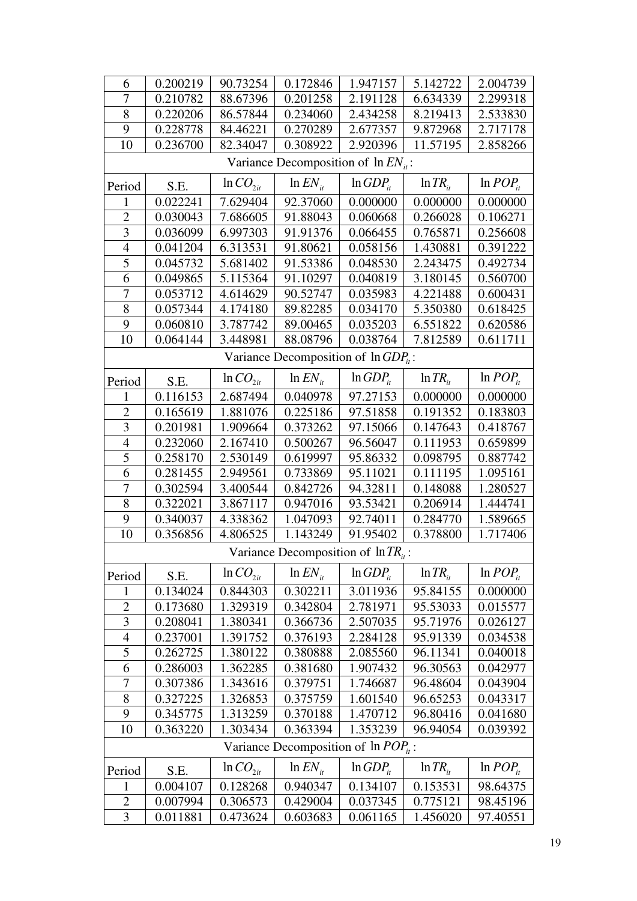| 6 | 0.200219 | 90.73254 | 0.172846 | 1.947157 | 5.142722 | 2.004739 |
|---|---|---|---|---|---|---|
| 7 | 0.210782 | 88.67396 | 0.201258 | 2.191128 | 6.634339 | 2.299318 |
| 8 | 0.220206 | 86.57844 | 0.234060 | 2.434258 | 8.219413 | 2.533830 |
| 9 | 0.228778 | 84.46221 | 0.270289 | 2.677357 | 9.872968 | 2.717178 |
| 10 | 0.236700 | 82.34047 | 0.308922 | 2.920396 | 11.57195 | 2.858266 |
| Variance Decomposition of $\ln EN_{it}$: | | | | | | |
| Period | S.E. | $\ln CO_{2it}$ | $\ln EN_{it}$ | $\ln GDP_{it}$ | $\ln TR_{it}$ | $\ln POP_{it}$ |
| 1 | 0.022241 | 7.629404 | 92.37060 | 0.000000 | 0.000000 | 0.000000 |
| 2 | 0.030043 | 7.686605 | 91.88043 | 0.060668 | 0.266028 | 0.106271 |
| 3 | 0.036099 | 6.997303 | 91.91376 | 0.066455 | 0.765871 | 0.256608 |
| 4 | 0.041204 | 6.313531 | 91.80621 | 0.058156 | 1.430881 | 0.391222 |
| 5 | 0.045732 | 5.681402 | 91.53386 | 0.048530 | 2.243475 | 0.492734 |
| 6 | 0.049865 | 5.115364 | 91.10297 | 0.040819 | 3.180145 | 0.560700 |
| 7 | 0.053712 | 4.614629 | 90.52747 | 0.035983 | 4.221488 | 0.600431 |
| 8 | 0.057344 | 4.174180 | 89.82285 | 0.034170 | 5.350380 | 0.618425 |
| 9 | 0.060810 | 3.787742 | 89.00465 | 0.035203 | 6.551822 | 0.620586 |
| 10 | 0.064144 | 3.448981 | 88.08796 | 0.038764 | 7.812589 | 0.611711 |
| Variance Decomposition of $\ln GDP_{it}$: | | | | | | |
| Period | S.E. | $\ln CO_{2it}$ | $\ln EN_{it}$ | $\ln GDP_{it}$ | $\ln TR_{it}$ | $\ln POP_{it}$ |
| 1 | 0.116153 | 2.687494 | 0.040978 | 97.27153 | 0.000000 | 0.000000 |
| 2 | 0.165619 | 1.881076 | 0.225186 | 97.51858 | 0.191352 | 0.183803 |
| 3 | 0.201981 | 1.909664 | 0.373262 | 97.15066 | 0.147643 | 0.418767 |
| 4 | 0.232060 | 2.167410 | 0.500267 | 96.56047 | 0.111953 | 0.659899 |
| 5 | 0.258170 | 2.530149 | 0.619997 | 95.86332 | 0.098795 | 0.887742 |
| 6 | 0.281455 | 2.949561 | 0.733869 | 95.11021 | 0.111195 | 1.095161 |
| 7 | 0.302594 | 3.400544 | 0.842726 | 94.32811 | 0.148088 | 1.280527 |
| 8 | 0.322021 | 3.867117 | 0.947016 | 93.53421 | 0.206914 | 1.444741 |
| 9 | 0.340037 | 4.338362 | 1.047093 | 92.74011 | 0.284770 | 1.589665 |
| 10 | 0.356856 | 4.806525 | 1.143249 | 91.95402 | 0.378800 | 1.717406 |
| Variance Decomposition of $\ln TR_{it}$: | | | | | | |
| Period | S.E. | $\ln CO_{2it}$ | $\ln EN_{it}$ | $\ln GDP_{it}$ | $\ln TR_{it}$ | $\ln POP_{it}$ |
| 1 | 0.134024 | 0.844303 | 0.302211 | 3.011936 | 95.84155 | 0.000000 |
| 2 | 0.173680 | 1.329319 | 0.342804 | 2.781971 | 95.53033 | 0.015577 |
| 3 | 0.208041 | 1.380341 | 0.366736 | 2.507035 | 95.71976 | 0.026127 |
| 4 | 0.237001 | 1.391752 | 0.376193 | 2.284128 | 95.91339 | 0.034538 |
| 5 | 0.262725 | 1.380122 | 0.380888 | 2.085560 | 96.11341 | 0.040018 |
| 6 | 0.286003 | 1.362285 | 0.381680 | 1.907432 | 96.30563 | 0.042977 |
| 7 | 0.307386 | 1.343616 | 0.379751 | 1.746687 | 96.48604 | 0.043904 |
| 8 | 0.327225 | 1.326853 | 0.375759 | 1.601540 | 96.65253 | 0.043317 |
| 9 | 0.345775 | 1.313259 | 0.370188 | 1.470712 | 96.80416 | 0.041680 |
| 10 | 0.363220 | 1.303434 | 0.363394 | 1.353239 | 96.94054 | 0.039392 |
| Variance Decomposition of $\ln POP_{it}$: | | | | | | |
| Period | S.E. | $\ln CO_{2it}$ | $\ln EN_{it}$ | $\ln GDP_{it}$ | $\ln TR_{it}$ | $\ln POP_{it}$ |
| 1 | 0.004107 | 0.128268 | 0.940347 | 0.134107 | 0.153531 | 98.64375 |
| 2 | 0.007994 | 0.306573 | 0.429004 | 0.037345 | 0.775121 | 98.45196 |
| 3 | 0.011881 | 0.473624 | 0.603683 | 0.061165 | 1.456020 | 97.40551 |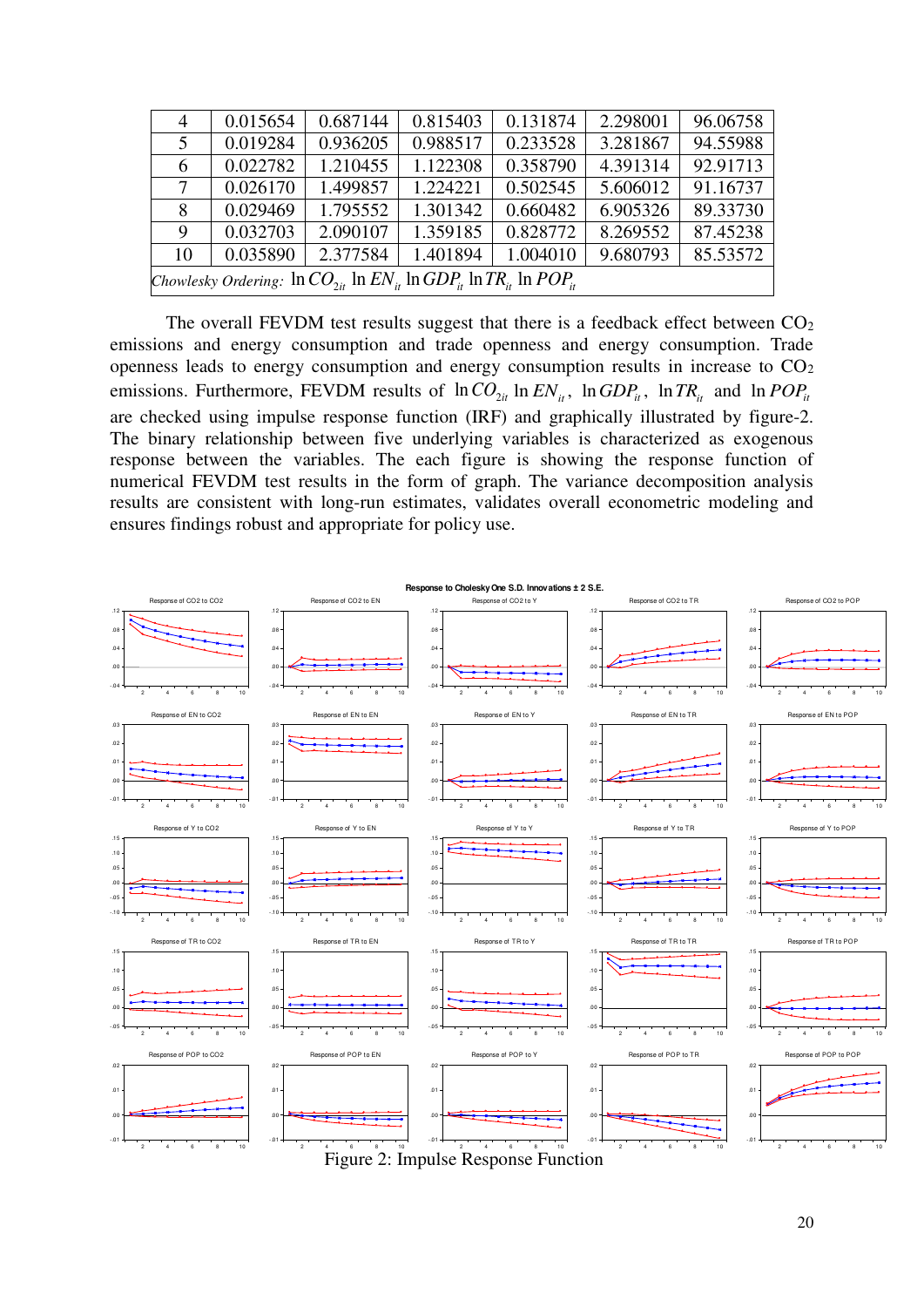| 4 | 0.015654 | 0.687144 | 0.815403 | 0.131874 | 2.298001 | 96.06758 |
|---|---|---|---|---|---|---|
| 5 | 0.019284 | 0.936205 | 0.988517 | 0.233528 | 3.281867 | 94.55988 |
| 6 | 0.022782 | 1.210455 | 1.122308 | 0.358790 | 4.391314 | 92.91713 |
| 7 | 0.026170 | 1.499857 | 1.224221 | 0.502545 | 5.606012 | 91.16737 |
| 8 | 0.029469 | 1.795552 | 1.301342 | 0.660482 | 6.905326 | 89.33730 |
| 9 | 0.032703 | 2.090107 | 1.359185 | 0.828772 | 8.269552 | 87.45238 |
| 10 | 0.035890 | 2.377584 | 1.401894 | 1.004010 | 9.680793 | 85.53572 |

*Chowlesky Ordering:* $\ln CO_{2it}$ $\ln EN_{it}$ $\ln GDP_{it}$ $\ln TR_{it}$ $\ln POP_{it}$

The overall FEVDM test results suggest that there is a feedback effect between $CO_2$ emissions and energy consumption and trade openness and energy consumption. Trade openness leads to energy consumption and energy consumption results in increase to $CO_2$ emissions. Furthermore, FEVDM results of $\ln CO_{2it}$ $\ln EN_{it}$, $\ln GDP_{it}$, $\ln TR_{it}$ and $\ln POP_{it}$ are checked using impulse response function (IRF) and graphically illustrated by figure-2. The binary relationship between five underlying variables is characterized as exogenous response between the variables. The each figure is showing the response function of numerical FEVDM test results in the form of graph. The variance decomposition analysis results are consistent with long-run estimates, validates overall econometric modeling and ensures findings robust and appropriate for policy use.

Figure 2: Impulse Response Function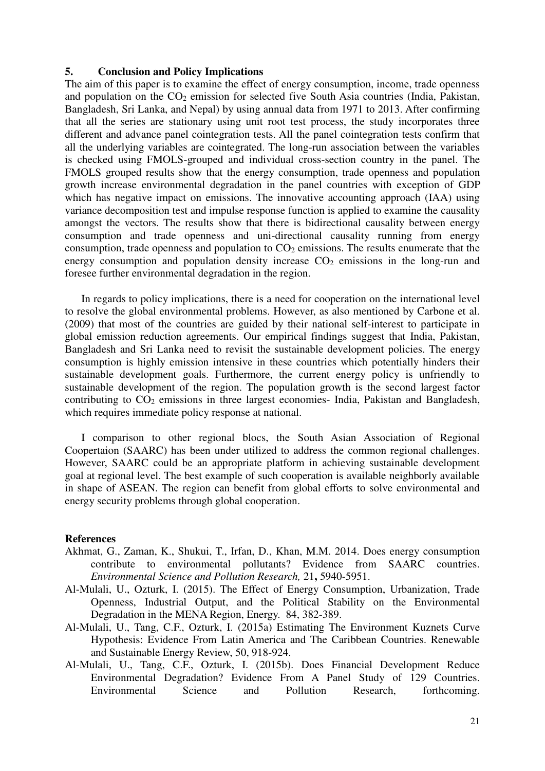## 5. Conclusion and Policy Implications

The aim of this paper is to examine the effect of energy consumption, income, trade openness and population on the $CO_2$ emission for selected five South Asia countries (India, Pakistan, Bangladesh, Sri Lanka, and Nepal) by using annual data from 1971 to 2013. After confirming that all the series are stationary using unit root test process, the study incorporates three different and advance panel cointegration tests. All the panel cointegration tests confirm that all the underlying variables are cointegrated. The long-run association between the variables is checked using FMOLS-grouped and individual cross-section country in the panel. The FMOLS grouped results show that the energy consumption, trade openness and population growth increase environmental degradation in the panel countries with exception of GDP which has negative impact on emissions. The innovative accounting approach (IAA) using variance decomposition test and impulse response function is applied to examine the causality amongst the vectors. The results show that there is bidirectional causality between energy consumption and trade openness and uni-directional causality running from energy consumption, trade openness and population to $CO_2$ emissions. The results enumerate that the energy consumption and population density increase $CO_2$ emissions in the long-run and foresee further environmental degradation in the region.

In regards to policy implications, there is a need for cooperation on the international level to resolve the global environmental problems. However, as also mentioned by Carbone et al. (2009) that most of the countries are guided by their national self-interest to participate in global emission reduction agreements. Our empirical findings suggest that India, Pakistan, Bangladesh and Sri Lanka need to revisit the sustainable development policies. The energy consumption is highly emission intensive in these countries which potentially hinders their sustainable development goals. Furthermore, the current energy policy is unfriendly to sustainable development of the region. The population growth is the second largest factor contributing to $CO_2$ emissions in three largest economies- India, Pakistan and Bangladesh, which requires immediate policy response at national.

I comparison to other regional blocs, the South Asian Association of Regional Coopertaion (SAARC) has been under utilized to address the common regional challenges. However, SAARC could be an appropriate platform in achieving sustainable development goal at regional level. The best example of such cooperation is available neighborly available in shape of ASEAN. The region can benefit from global efforts to solve environmental and energy security problems through global cooperation.

**References**

Akhmat, G., Zaman, K., Shukui, T., Irfan, D., Khan, M.M. 2014. Does energy consumption contribute to environmental pollutants? Evidence from SAARC countries. *Environmental Science and Pollution Research,* 21**,** 5940-5951.

Al-Mulali, U., Ozturk, I. (2015). The Effect of Energy Consumption, Urbanization, Trade Openness, Industrial Output, and the Political Stability on the Environmental Degradation in the MENA Region, Energy. 84, 382-389.

Al-Mulali, U., Tang, C.F., Ozturk, I. (2015a) Estimating The Environment Kuznets Curve Hypothesis: Evidence From Latin America and The Caribbean Countries. Renewable and Sustainable Energy Review, 50, 918-924.

Al-Mulali, U., Tang, C.F., Ozturk, I. (2015b). Does Financial Development Reduce Environmental Degradation? Evidence From A Panel Study of 129 Countries. Environmental Science and Pollution Research, forthcoming.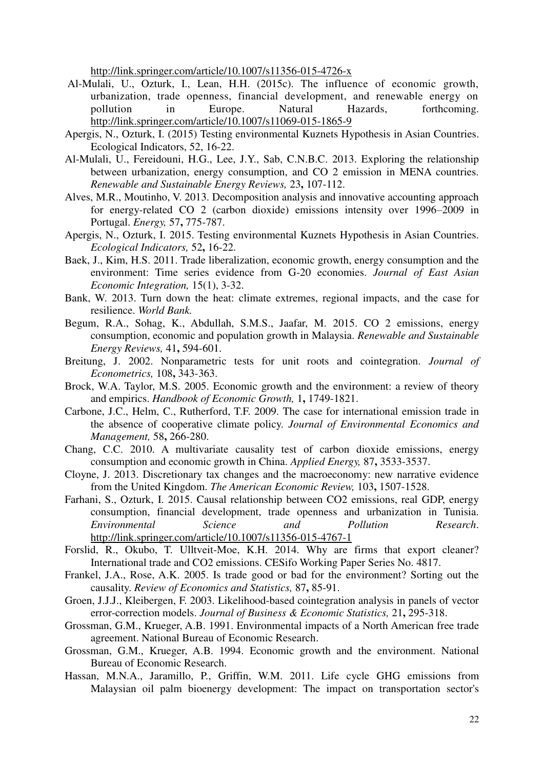http://link.springer.com/article/10.1007/s11356-015-4726-x

Al-Mulali, U., Ozturk, I., Lean, H.H. (2015c). The influence of economic growth, urbanization, trade openness, financial development, and renewable energy on pollution in Europe. Natural Hazards, forthcoming. http://link.springer.com/article/10.1007/s11069-015-1865-9

Apergis, N., Ozturk, I. (2015) Testing environmental Kuznets Hypothesis in Asian Countries. Ecological Indicators, 52, 16-22.

Al-Mulali, U., Fereidouni, H.G., Lee, J.Y., Sab, C.N.B.C. 2013. Exploring the relationship between urbanization, energy consumption, and CO 2 emission in MENA countries. *Renewable and Sustainable Energy Reviews,* 23**,** 107-112.

Alves, M.R., Moutinho, V. 2013. Decomposition analysis and innovative accounting approach for energy-related CO 2 (carbon dioxide) emissions intensity over 1996–2009 in Portugal. *Energy,* 57**,** 775-787.

Apergis, N., Ozturk, I. 2015. Testing environmental Kuznets Hypothesis in Asian Countries. *Ecological Indicators,* 52**,** 16-22.

Baek, J., Kim, H.S. 2011. Trade liberalization, economic growth, energy consumption and the environment: Time series evidence from G-20 economies. *Journal of East Asian Economic Integration,* 15(1), 3-32.

Bank, W. 2013. Turn down the heat: climate extremes, regional impacts, and the case for resilience. *World Bank.*

Begum, R.A., Sohag, K., Abdullah, S.M.S., Jaafar, M. 2015. CO 2 emissions, energy consumption, economic and population growth in Malaysia. *Renewable and Sustainable Energy Reviews,* 41**,** 594-601.

Breitung, J. 2002. Nonparametric tests for unit roots and cointegration. *Journal of Econometrics,* 108**,** 343-363.

Brock, W.A. Taylor, M.S. 2005. Economic growth and the environment: a review of theory and empirics. *Handbook of Economic Growth,* 1**,** 1749-1821.

Carbone, J.C., Helm, C., Rutherford, T.F. 2009. The case for international emission trade in the absence of cooperative climate policy. *Journal of Environmental Economics and Management,* 58**,** 266-280.

Chang, C.C. 2010. A multivariate causality test of carbon dioxide emissions, energy consumption and economic growth in China. *Applied Energy,* 87**,** 3533-3537.

Cloyne, J. 2013. Discretionary tax changes and the macroeconomy: new narrative evidence from the United Kingdom. *The American Economic Review,* 103**,** 1507-1528.

Farhani, S., Ozturk, I. 2015. Causal relationship between CO2 emissions, real GDP, energy consumption, financial development, trade openness and urbanization in Tunisia. *Environmental Science and Pollution Research*. http://link.springer.com/article/10.1007/s11356-015-4767-1

Forslid, R., Okubo, T. Ulltveit-Moe, K.H. 2014. Why are firms that export cleaner? International trade and CO2 emissions. CESifo Working Paper Series No. 4817.

Frankel, J.A., Rose, A.K. 2005. Is trade good or bad for the environment? Sorting out the causality. *Review of Economics and Statistics,* 87**,** 85-91.

Groen, J.J.J., Kleibergen, F. 2003. Likelihood-based cointegration analysis in panels of vector error-correction models. *Journal of Business & Economic Statistics,* 21**,** 295-318.

Grossman, G.M., Krueger, A.B. 1991. Environmental impacts of a North American free trade agreement. National Bureau of Economic Research.

Grossman, G.M., Krueger, A.B. 1994. Economic growth and the environment. National Bureau of Economic Research.

Hassan, M.N.A., Jaramillo, P., Griffin, W.M. 2011. Life cycle GHG emissions from Malaysian oil palm bioenergy development: The impact on transportation sector's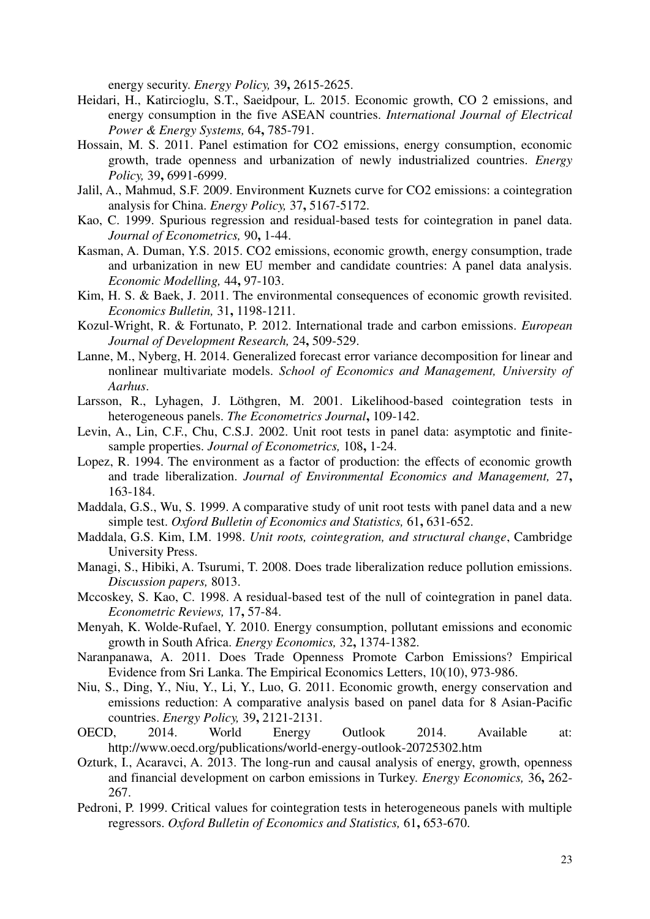energy security. *Energy Policy,* 39**,** 2615-2625.

Heidari, H., Katircioglu, S.T., Saeidpour, L. 2015. Economic growth, CO 2 emissions, and energy consumption in the five ASEAN countries. *International Journal of Electrical Power & Energy Systems,* 64**,** 785-791.

Hossain, M. S. 2011. Panel estimation for CO2 emissions, energy consumption, economic growth, trade openness and urbanization of newly industrialized countries. *Energy Policy,* 39**,** 6991-6999.

Jalil, A., Mahmud, S.F. 2009. Environment Kuznets curve for CO2 emissions: a cointegration analysis for China. *Energy Policy,* 37**,** 5167-5172.

Kao, C. 1999. Spurious regression and residual-based tests for cointegration in panel data. *Journal of Econometrics,* 90**,** 1-44.

Kasman, A. Duman, Y.S. 2015. CO2 emissions, economic growth, energy consumption, trade and urbanization in new EU member and candidate countries: A panel data analysis. *Economic Modelling,* 44**,** 97-103.

Kim, H. S. & Baek, J. 2011. The environmental consequences of economic growth revisited. *Economics Bulletin,* 31**,** 1198-1211.

Kozul-Wright, R. & Fortunato, P. 2012. International trade and carbon emissions. *European Journal of Development Research,* 24**,** 509-529.

Lanne, M., Nyberg, H. 2014. Generalized forecast error variance decomposition for linear and nonlinear multivariate models. *School of Economics and Management, University of Aarhus*.

Larsson, R., Lyhagen, J. Löthgren, M. 2001. Likelihood-based cointegration tests in heterogeneous panels. *The Econometrics Journal***,** 109-142.

Levin, A., Lin, C.F., Chu, C.S.J. 2002. Unit root tests in panel data: asymptotic and finite-sample properties. *Journal of Econometrics,* 108**,** 1-24.

Lopez, R. 1994. The environment as a factor of production: the effects of economic growth and trade liberalization. *Journal of Environmental Economics and Management,* 27**,** 163-184.

Maddala, G.S., Wu, S. 1999. A comparative study of unit root tests with panel data and a new simple test. *Oxford Bulletin of Economics and Statistics,* 61**,** 631-652.

Maddala, G.S. Kim, I.M. 1998. *Unit roots, cointegration, and structural change*, Cambridge University Press.

Managi, S., Hibiki, A. Tsurumi, T. 2008. Does trade liberalization reduce pollution emissions. *Discussion papers,* 8013.

Mccoskey, S. Kao, C. 1998. A residual-based test of the null of cointegration in panel data. *Econometric Reviews,* 17**,** 57-84.

Menyah, K. Wolde-Rufael, Y. 2010. Energy consumption, pollutant emissions and economic growth in South Africa. *Energy Economics,* 32**,** 1374-1382.

Naranpanawa, A. 2011. Does Trade Openness Promote Carbon Emissions? Empirical Evidence from Sri Lanka. The Empirical Economics Letters, 10(10), 973-986.

Niu, S., Ding, Y., Niu, Y., Li, Y., Luo, G. 2011. Economic growth, energy conservation and emissions reduction: A comparative analysis based on panel data for 8 Asian-Pacific countries. *Energy Policy,* 39**,** 2121-2131.

OECD, 2014. World Energy Outlook 2014. Available at: http://www.oecd.org/publications/world-energy-outlook-20725302.htm

Ozturk, I., Acaravci, A. 2013. The long-run and causal analysis of energy, growth, openness and financial development on carbon emissions in Turkey. *Energy Economics,* 36**,** 262-267.

Pedroni, P. 1999. Critical values for cointegration tests in heterogeneous panels with multiple regressors. *Oxford Bulletin of Economics and Statistics,* 61**,** 653-670.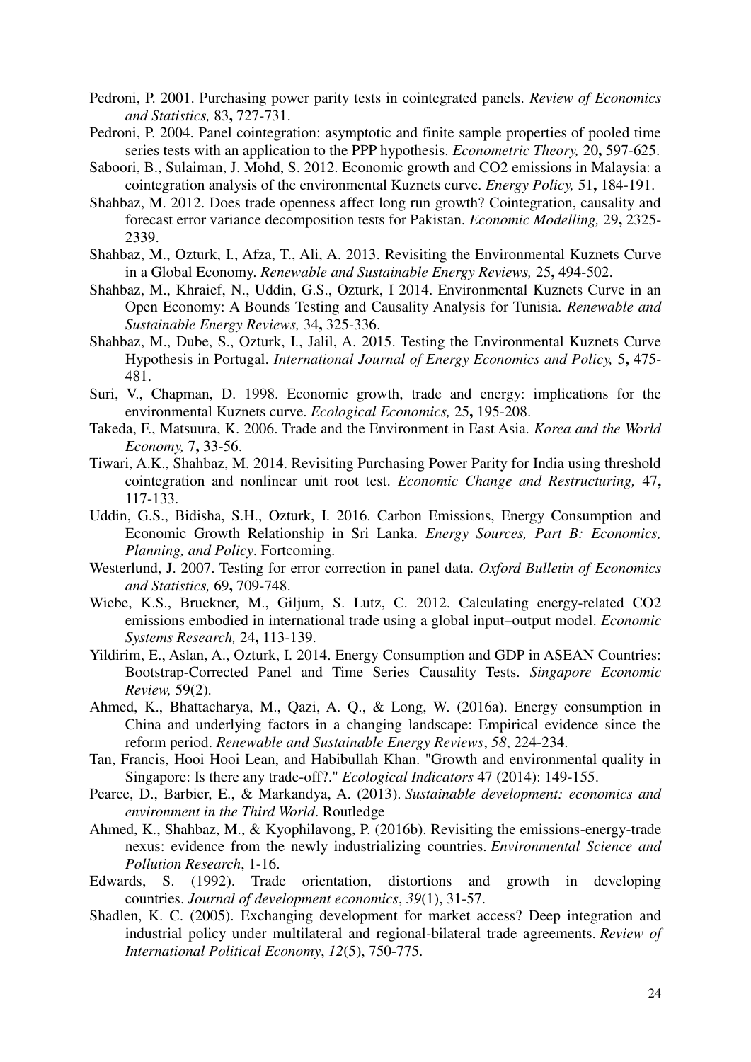Pedroni, P. 2001. Purchasing power parity tests in cointegrated panels. *Review of Economics and Statistics,* 83**,** 727-731.

Pedroni, P. 2004. Panel cointegration: asymptotic and finite sample properties of pooled time series tests with an application to the PPP hypothesis. *Econometric Theory,* 20**,** 597-625.

Saboori, B., Sulaiman, J. Mohd, S. 2012. Economic growth and CO2 emissions in Malaysia: a cointegration analysis of the environmental Kuznets curve. *Energy Policy,* 51**,** 184-191.

Shahbaz, M. 2012. Does trade openness affect long run growth? Cointegration, causality and forecast error variance decomposition tests for Pakistan. *Economic Modelling,* 29**,** 2325-2339.

Shahbaz, M., Ozturk, I., Afza, T., Ali, A. 2013. Revisiting the Environmental Kuznets Curve in a Global Economy. *Renewable and Sustainable Energy Reviews,* 25**,** 494-502.

Shahbaz, M., Khraief, N., Uddin, G.S., Ozturk, I 2014. Environmental Kuznets Curve in an Open Economy: A Bounds Testing and Causality Analysis for Tunisia. *Renewable and Sustainable Energy Reviews,* 34**,** 325-336.

Shahbaz, M., Dube, S., Ozturk, I., Jalil, A. 2015. Testing the Environmental Kuznets Curve Hypothesis in Portugal. *International Journal of Energy Economics and Policy,* 5**,** 475-481.

Suri, V., Chapman, D. 1998. Economic growth, trade and energy: implications for the environmental Kuznets curve. *Ecological Economics,* 25**,** 195-208.

Takeda, F., Matsuura, K. 2006. Trade and the Environment in East Asia. *Korea and the World Economy,* 7**,** 33-56.

Tiwari, A.K., Shahbaz, M. 2014. Revisiting Purchasing Power Parity for India using threshold cointegration and nonlinear unit root test. *Economic Change and Restructuring,* 47**,** 117-133.

Uddin, G.S., Bidisha, S.H., Ozturk, I. 2016. Carbon Emissions, Energy Consumption and Economic Growth Relationship in Sri Lanka. *Energy Sources, Part B: Economics, Planning, and Policy*. Fortcoming.

Westerlund, J. 2007. Testing for error correction in panel data. *Oxford Bulletin of Economics and Statistics,* 69**,** 709-748.

Wiebe, K.S., Bruckner, M., Giljum, S. Lutz, C. 2012. Calculating energy-related CO2 emissions embodied in international trade using a global input–output model. *Economic Systems Research,* 24**,** 113-139.

Yildirim, E., Aslan, A., Ozturk, I. 2014. Energy Consumption and GDP in ASEAN Countries: Bootstrap-Corrected Panel and Time Series Causality Tests. *Singapore Economic Review,* 59(2).

Ahmed, K., Bhattacharya, M., Qazi, A. Q., & Long, W. (2016a). Energy consumption in China and underlying factors in a changing landscape: Empirical evidence since the reform period. *Renewable and Sustainable Energy Reviews*, *58*, 224-234.

Tan, Francis, Hooi Hooi Lean, and Habibullah Khan. "Growth and environmental quality in Singapore: Is there any trade-off?." *Ecological Indicators* 47 (2014): 149-155.

Pearce, D., Barbier, E., & Markandya, A. (2013). *Sustainable development: economics and environment in the Third World*. Routledge

Ahmed, K., Shahbaz, M., & Kyophilavong, P. (2016b). Revisiting the emissions-energy-trade nexus: evidence from the newly industrializing countries. *Environmental Science and Pollution Research*, 1-16.

Edwards, S. (1992). Trade orientation, distortions and growth in developing countries. *Journal of development economics*, *39*(1), 31-57.

Shadlen, K. C. (2005). Exchanging development for market access? Deep integration and industrial policy under multilateral and regional-bilateral trade agreements. *Review of International Political Economy*, *12*(5), 750-775.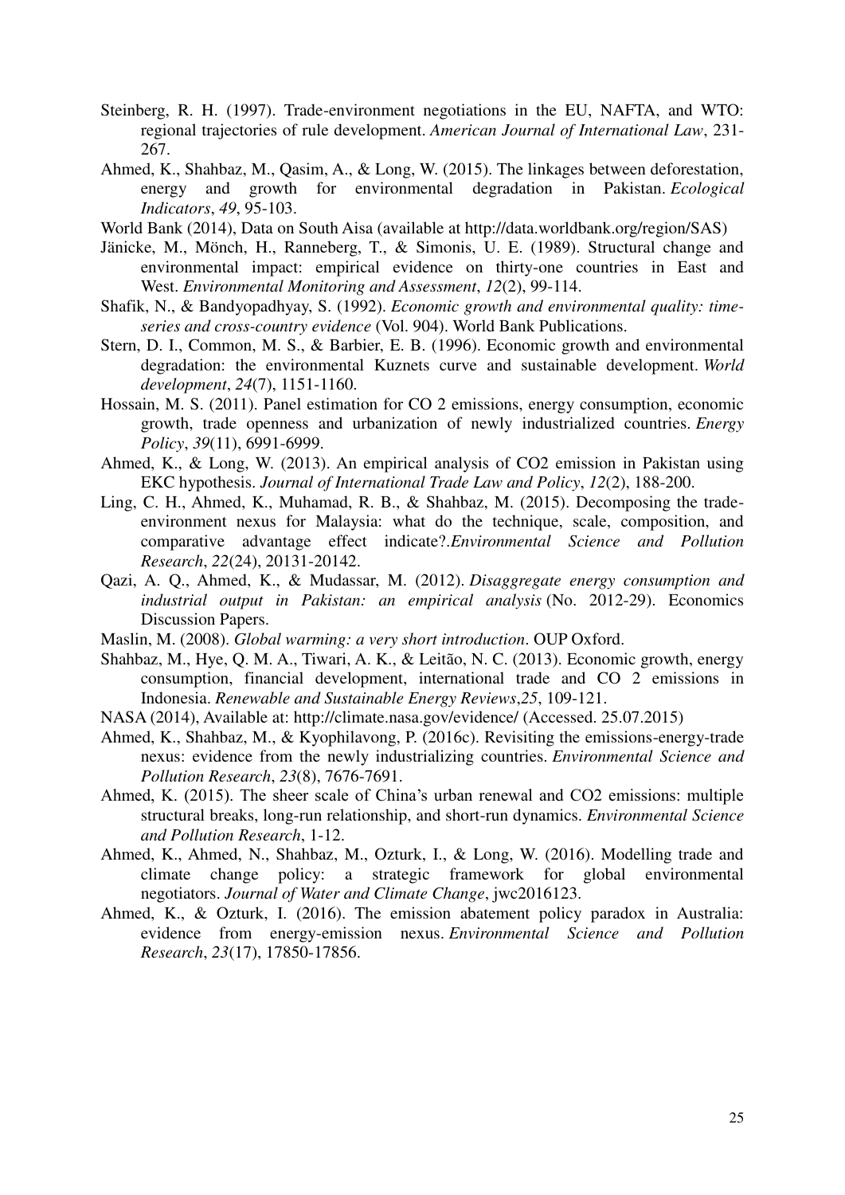Steinberg, R. H. (1997). Trade-environment negotiations in the EU, NAFTA, and WTO: regional trajectories of rule development. *American Journal of International Law*, 231-267.

Ahmed, K., Shahbaz, M., Qasim, A., & Long, W. (2015). The linkages between deforestation, energy and growth for environmental degradation in Pakistan. *Ecological Indicators*, *49*, 95-103.

World Bank (2014), Data on South Aisa (available at http://data.worldbank.org/region/SAS)

Jänicke, M., Mönch, H., Ranneberg, T., & Simonis, U. E. (1989). Structural change and environmental impact: empirical evidence on thirty-one countries in East and West. *Environmental Monitoring and Assessment*, *12*(2), 99-114.

Shafik, N., & Bandyopadhyay, S. (1992). *Economic growth and environmental quality: time-series and cross-country evidence* (Vol. 904). World Bank Publications.

Stern, D. I., Common, M. S., & Barbier, E. B. (1996). Economic growth and environmental degradation: the environmental Kuznets curve and sustainable development. *World development*, *24*(7), 1151-1160.

Hossain, M. S. (2011). Panel estimation for CO 2 emissions, energy consumption, economic growth, trade openness and urbanization of newly industrialized countries. *Energy Policy*, *39*(11), 6991-6999.

Ahmed, K., & Long, W. (2013). An empirical analysis of CO2 emission in Pakistan using EKC hypothesis. *Journal of International Trade Law and Policy*, *12*(2), 188-200.

Ling, C. H., Ahmed, K., Muhamad, R. B., & Shahbaz, M. (2015). Decomposing the trade-environment nexus for Malaysia: what do the technique, scale, composition, and comparative advantage effect indicate?.*Environmental Science and Pollution Research*, *22*(24), 20131-20142.

Qazi, A. Q., Ahmed, K., & Mudassar, M. (2012). *Disaggregate energy consumption and industrial output in Pakistan: an empirical analysis* (No. 2012-29). Economics Discussion Papers.

Maslin, M. (2008). *Global warming: a very short introduction*. OUP Oxford.

Shahbaz, M., Hye, Q. M. A., Tiwari, A. K., & Leitão, N. C. (2013). Economic growth, energy consumption, financial development, international trade and CO 2 emissions in Indonesia. *Renewable and Sustainable Energy Reviews*,*25*, 109-121.

NASA (2014), Available at: http://climate.nasa.gov/evidence/ (Accessed. 25.07.2015)

Ahmed, K., Shahbaz, M., & Kyophilavong, P. (2016c). Revisiting the emissions-energy-trade nexus: evidence from the newly industrializing countries. *Environmental Science and Pollution Research*, *23*(8), 7676-7691.

Ahmed, K. (2015). The sheer scale of China's urban renewal and CO2 emissions: multiple structural breaks, long-run relationship, and short-run dynamics. *Environmental Science and Pollution Research*, 1-12.

Ahmed, K., Ahmed, N., Shahbaz, M., Ozturk, I., & Long, W. (2016). Modelling trade and climate change policy: a strategic framework for global environmental negotiators. *Journal of Water and Climate Change*, jwc2016123.

Ahmed, K., & Ozturk, I. (2016). The emission abatement policy paradox in Australia: evidence from energy-emission nexus. *Environmental Science and Pollution Research*, *23*(17), 17850-17856.